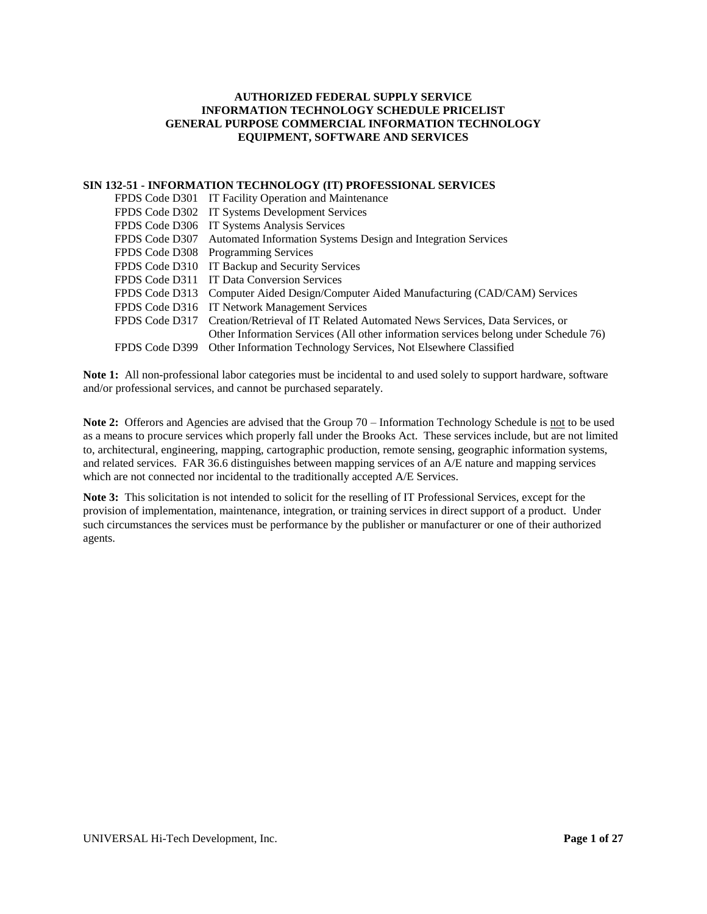# AUTHORIZED FEDERAL SUPPLY SERVICE
# INFORMATION TECHNOLOGY SCHEDULE PRICELIST
# GENERAL PURPOSE COMMERCIAL INFORMATION TECHNOLOGY EQUIPMENT, SOFTWARE AND SERVICES

## SIN 132-51 - INFORMATION TECHNOLOGY (IT) PROFESSIONAL SERVICES

| | |
|---|---|
| FPDS Code D301 | IT Facility Operation and Maintenance |
| FPDS Code D302 | IT Systems Development Services |
| FPDS Code D306 | IT Systems Analysis Services |
| FPDS Code D307 | Automated Information Systems Design and Integration Services |
| FPDS Code D308 | Programming Services |
| FPDS Code D310 | IT Backup and Security Services |
| FPDS Code D311 | IT Data Conversion Services |
| FPDS Code D313 | Computer Aided Design/Computer Aided Manufacturing (CAD/CAM) Services |
| FPDS Code D316 | IT Network Management Services |
| FPDS Code D317 | Creation/Retrieval of IT Related Automated News Services, Data Services, or Other Information Services (All other information services belong under Schedule 76) |
| FPDS Code D399 | Other Information Technology Services, Not Elsewhere Classified |

**Note 1:** All non-professional labor categories must be incidental to and used solely to support hardware, software and/or professional services, and cannot be purchased separately.

**Note 2:** Offerors and Agencies are advised that the Group 70 – Information Technology Schedule is not to be used as a means to procure services which properly fall under the Brooks Act. These services include, but are not limited to, architectural, engineering, mapping, cartographic production, remote sensing, geographic information systems, and related services. FAR 36.6 distinguishes between mapping services of an A/E nature and mapping services which are not connected nor incidental to the traditionally accepted A/E Services.

**Note 3:** This solicitation is not intended to solicit for the reselling of IT Professional Services, except for the provision of implementation, maintenance, integration, or training services in direct support of a product. Under such circumstances the services must be performance by the publisher or manufacturer or one of their authorized agents.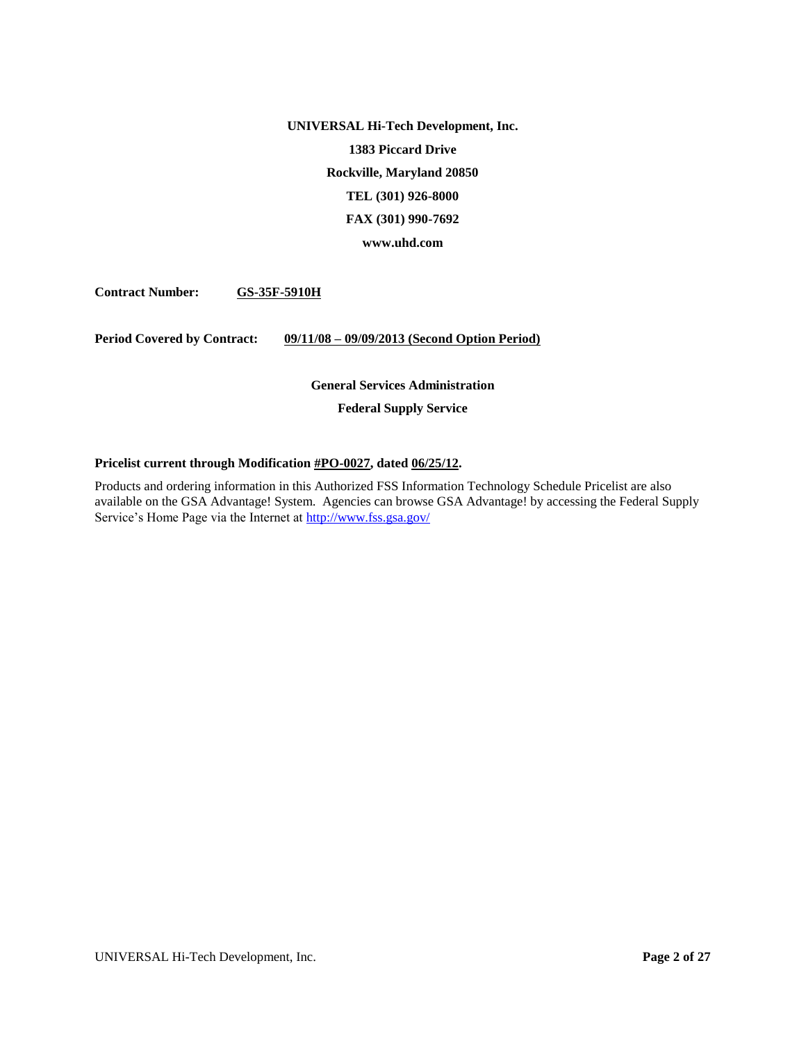**UNIVERSAL Hi-Tech Development, Inc.**

**1383 Piccard Drive**

**Rockville, Maryland 20850**

**TEL (301) 926-8000**

**FAX (301) 990-7692**

**www.uhd.com**

**Contract Number:** **GS-35F-5910H**

**Period Covered by Contract:** **09/11/08 – 09/09/2013 (Second Option Period)**

**General Services Administration**

**Federal Supply Service**

**Pricelist current through Modification #PO-0027, dated 06/25/12.**

Products and ordering information in this Authorized FSS Information Technology Schedule Pricelist are also available on the GSA Advantage! System. Agencies can browse GSA Advantage! by accessing the Federal Supply Service's Home Page via the Internet at http://www.fss.gsa.gov/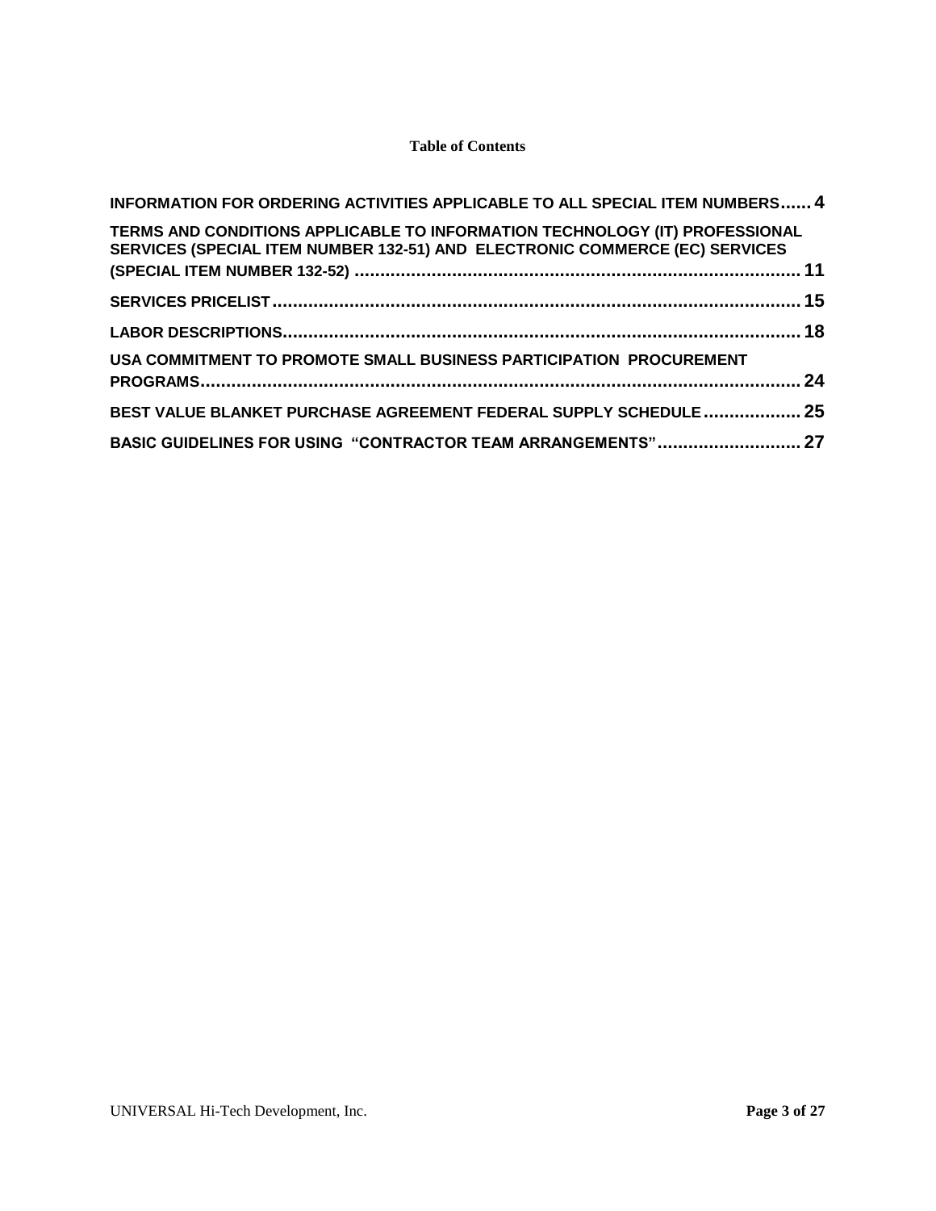**Table of Contents**

INFORMATION FOR ORDERING ACTIVITIES APPLICABLE TO ALL SPECIAL ITEM NUMBERS...... 4

TERMS AND CONDITIONS APPLICABLE TO INFORMATION TECHNOLOGY (IT) PROFESSIONAL SERVICES (SPECIAL ITEM NUMBER 132-51) AND ELECTRONIC COMMERCE (EC) SERVICES (SPECIAL ITEM NUMBER 132-52) ...................................................................................... 11

SERVICES PRICELIST ...................................................................................................... 15

LABOR DESCRIPTIONS .................................................................................................... 18

USA COMMITMENT TO PROMOTE SMALL BUSINESS PARTICIPATION PROCUREMENT PROGRAMS ...................................................................................................................... 24

BEST VALUE BLANKET PURCHASE AGREEMENT FEDERAL SUPPLY SCHEDULE ................... 25

BASIC GUIDELINES FOR USING "CONTRACTOR TEAM ARRANGEMENTS" ............................ 27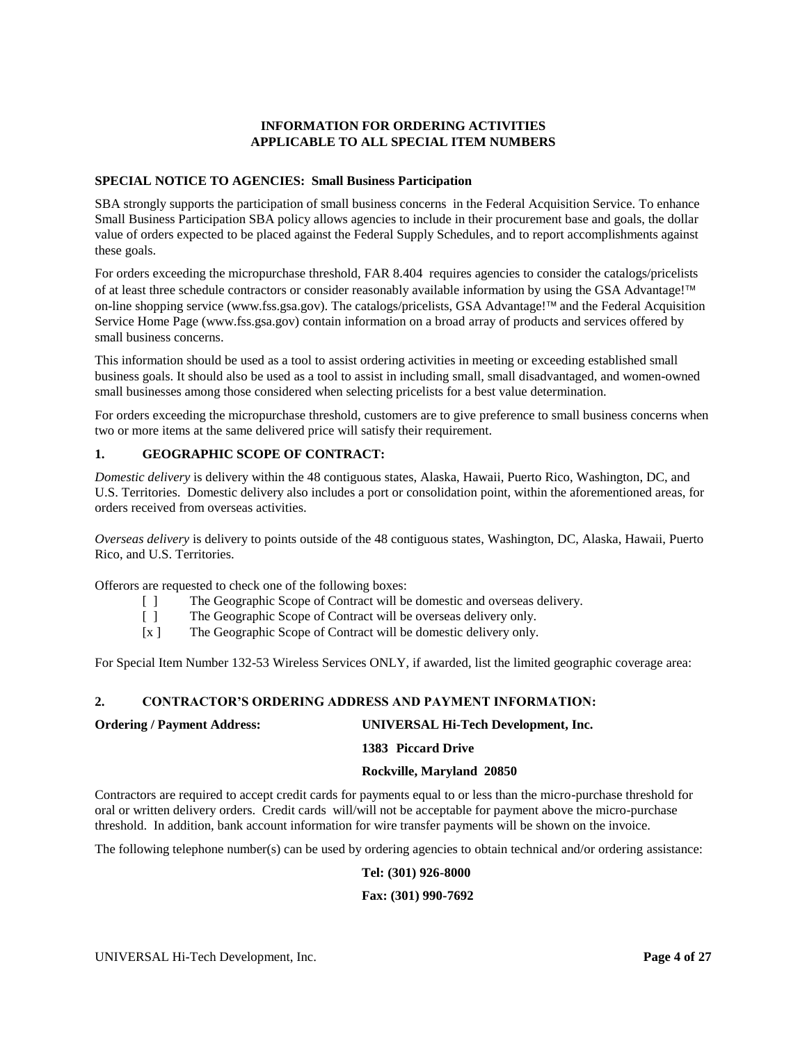**INFORMATION FOR ORDERING ACTIVITIES**
**APPLICABLE TO ALL SPECIAL ITEM NUMBERS**

**SPECIAL NOTICE TO AGENCIES: Small Business Participation**

SBA strongly supports the participation of small business concerns in the Federal Acquisition Service. To enhance Small Business Participation SBA policy allows agencies to include in their procurement base and goals, the dollar value of orders expected to be placed against the Federal Supply Schedules, and to report accomplishments against these goals.

For orders exceeding the micropurchase threshold, FAR 8.404 requires agencies to consider the catalogs/pricelists of at least three schedule contractors or consider reasonably available information by using the GSA Advantage!™ on-line shopping service (www.fss.gsa.gov). The catalogs/pricelists, GSA Advantage!™ and the Federal Acquisition Service Home Page (www.fss.gsa.gov) contain information on a broad array of products and services offered by small business concerns.

This information should be used as a tool to assist ordering activities in meeting or exceeding established small business goals. It should also be used as a tool to assist in including small, small disadvantaged, and women-owned small businesses among those considered when selecting pricelists for a best value determination.

For orders exceeding the micropurchase threshold, customers are to give preference to small business concerns when two or more items at the same delivered price will satisfy their requirement.

**1. GEOGRAPHIC SCOPE OF CONTRACT:**

*Domestic delivery* is delivery within the 48 contiguous states, Alaska, Hawaii, Puerto Rico, Washington, DC, and U.S. Territories. Domestic delivery also includes a port or consolidation point, within the aforementioned areas, for orders received from overseas activities.

*Overseas delivery* is delivery to points outside of the 48 contiguous states, Washington, DC, Alaska, Hawaii, Puerto Rico, and U.S. Territories.

Offerors are requested to check one of the following boxes:

- [ ] The Geographic Scope of Contract will be domestic and overseas delivery.
- [ ] The Geographic Scope of Contract will be overseas delivery only.
- [x ] The Geographic Scope of Contract will be domestic delivery only.

For Special Item Number 132-53 Wireless Services ONLY, if awarded, list the limited geographic coverage area:

**2. CONTRACTOR'S ORDERING ADDRESS AND PAYMENT INFORMATION:**

**Ordering / Payment Address:** **UNIVERSAL Hi-Tech Development, Inc.**
**1383 Piccard Drive**
**Rockville, Maryland 20850**

Contractors are required to accept credit cards for payments equal to or less than the micro-purchase threshold for oral or written delivery orders. Credit cards will/will not be acceptable for payment above the micro-purchase threshold. In addition, bank account information for wire transfer payments will be shown on the invoice.

The following telephone number(s) can be used by ordering agencies to obtain technical and/or ordering assistance:

**Tel: (301) 926-8000**

**Fax: (301) 990-7692**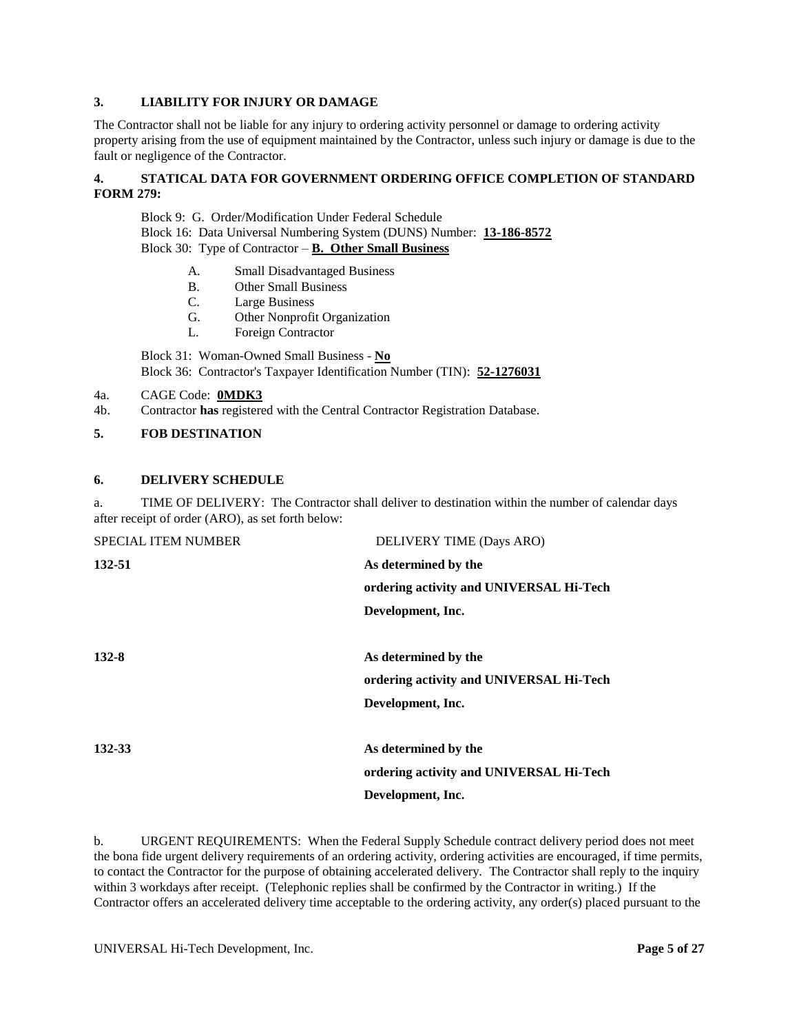## 3. LIABILITY FOR INJURY OR DAMAGE

The Contractor shall not be liable for any injury to ordering activity personnel or damage to ordering activity property arising from the use of equipment maintained by the Contractor, unless such injury or damage is due to the fault or negligence of the Contractor.

## 4. STATICAL DATA FOR GOVERNMENT ORDERING OFFICE COMPLETION OF STANDARD FORM 279:

Block 9: G. Order/Modification Under Federal Schedule
Block 16: Data Universal Numbering System (DUNS) Number: **13-186-8572**
Block 30: Type of Contractor – **B. Other Small Business**

- A. Small Disadvantaged Business
- B. Other Small Business
- C. Large Business
- G. Other Nonprofit Organization
- L. Foreign Contractor

Block 31: Woman-Owned Small Business - **No**
Block 36: Contractor's Taxpayer Identification Number (TIN): **52-1276031**

4a. CAGE Code: **0MDK3**
4b. Contractor **has** registered with the Central Contractor Registration Database.

## 5. FOB DESTINATION

## 6. DELIVERY SCHEDULE

a. TIME OF DELIVERY: The Contractor shall deliver to destination within the number of calendar days after receipt of order (ARO), as set forth below:

| SPECIAL ITEM NUMBER | DELIVERY TIME (Days ARO) |
|---|---|
| **132-51** | **As determined by the ordering activity and UNIVERSAL Hi-Tech Development, Inc.** |
| **132-8** | **As determined by the ordering activity and UNIVERSAL Hi-Tech Development, Inc.** |
| **132-33** | **As determined by the ordering activity and UNIVERSAL Hi-Tech Development, Inc.** |

b. URGENT REQUIREMENTS: When the Federal Supply Schedule contract delivery period does not meet the bona fide urgent delivery requirements of an ordering activity, ordering activities are encouraged, if time permits, to contact the Contractor for the purpose of obtaining accelerated delivery. The Contractor shall reply to the inquiry within 3 workdays after receipt. (Telephonic replies shall be confirmed by the Contractor in writing.) If the Contractor offers an accelerated delivery time acceptable to the ordering activity, any order(s) placed pursuant to the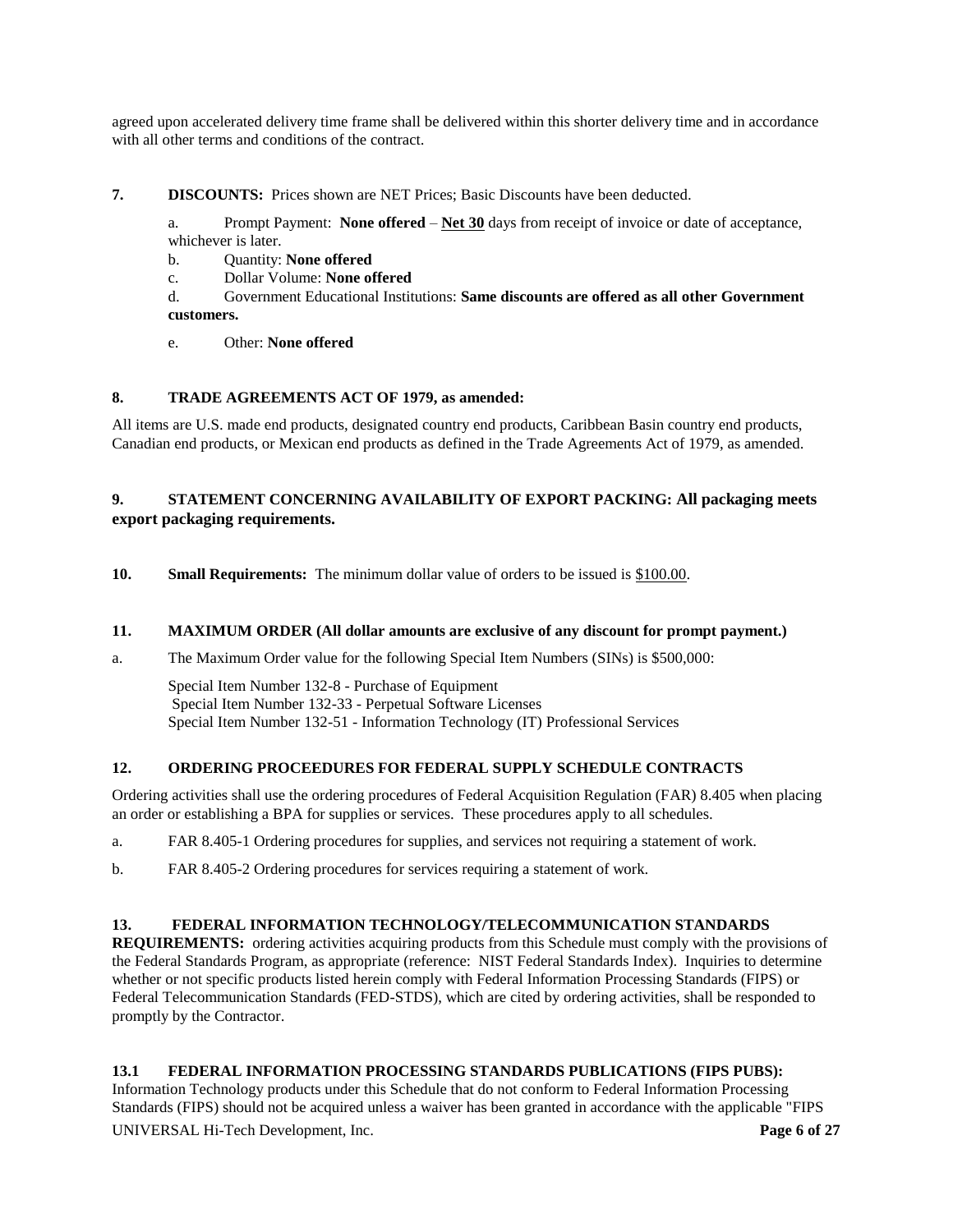agreed upon accelerated delivery time frame shall be delivered within this shorter delivery time and in accordance with all other terms and conditions of the contract.

**7. DISCOUNTS:** Prices shown are NET Prices; Basic Discounts have been deducted.

a. Prompt Payment: **None offered** – **Net 30** days from receipt of invoice or date of acceptance, whichever is later.

b. Quantity: **None offered**

c. Dollar Volume: **None offered**

d. Government Educational Institutions: **Same discounts are offered as all other Government customers.**

e. Other: **None offered**

**8. TRADE AGREEMENTS ACT OF 1979, as amended:**

All items are U.S. made end products, designated country end products, Caribbean Basin country end products, Canadian end products, or Mexican end products as defined in the Trade Agreements Act of 1979, as amended.

**9. STATEMENT CONCERNING AVAILABILITY OF EXPORT PACKING: All packaging meets export packaging requirements.**

**10. Small Requirements:** The minimum dollar value of orders to be issued is $100.00.

**11. MAXIMUM ORDER (All dollar amounts are exclusive of any discount for prompt payment.)**

a. The Maximum Order value for the following Special Item Numbers (SINs) is $500,000:

Special Item Number 132-8 - Purchase of Equipment
Special Item Number 132-33 - Perpetual Software Licenses
Special Item Number 132-51 - Information Technology (IT) Professional Services

**12. ORDERING PROCEEDURES FOR FEDERAL SUPPLY SCHEDULE CONTRACTS**

Ordering activities shall use the ordering procedures of Federal Acquisition Regulation (FAR) 8.405 when placing an order or establishing a BPA for supplies or services. These procedures apply to all schedules.

a. FAR 8.405-1 Ordering procedures for supplies, and services not requiring a statement of work.

b. FAR 8.405-2 Ordering procedures for services requiring a statement of work.

**13. FEDERAL INFORMATION TECHNOLOGY/TELECOMMUNICATION STANDARDS REQUIREMENTS:** ordering activities acquiring products from this Schedule must comply with the provisions of the Federal Standards Program, as appropriate (reference: NIST Federal Standards Index). Inquiries to determine whether or not specific products listed herein comply with Federal Information Processing Standards (FIPS) or Federal Telecommunication Standards (FED-STDS), which are cited by ordering activities, shall be responded to promptly by the Contractor.

**13.1 FEDERAL INFORMATION PROCESSING STANDARDS PUBLICATIONS (FIPS PUBS):** Information Technology products under this Schedule that do not conform to Federal Information Processing Standards (FIPS) should not be acquired unless a waiver has been granted in accordance with the applicable "FIPS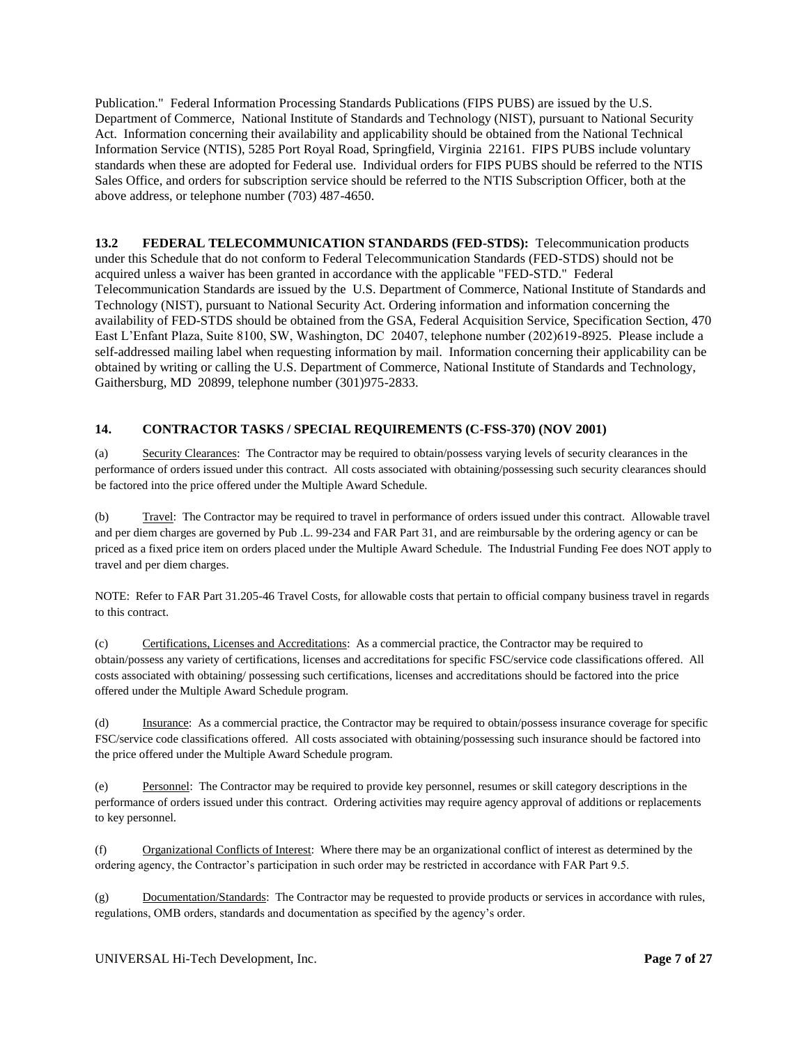Publication." Federal Information Processing Standards Publications (FIPS PUBS) are issued by the U.S. Department of Commerce, National Institute of Standards and Technology (NIST), pursuant to National Security Act. Information concerning their availability and applicability should be obtained from the National Technical Information Service (NTIS), 5285 Port Royal Road, Springfield, Virginia 22161. FIPS PUBS include voluntary standards when these are adopted for Federal use. Individual orders for FIPS PUBS should be referred to the NTIS Sales Office, and orders for subscription service should be referred to the NTIS Subscription Officer, both at the above address, or telephone number (703) 487-4650.

**13.2 FEDERAL TELECOMMUNICATION STANDARDS (FED-STDS):** Telecommunication products under this Schedule that do not conform to Federal Telecommunication Standards (FED-STDS) should not be acquired unless a waiver has been granted in accordance with the applicable "FED-STD." Federal Telecommunication Standards are issued by the U.S. Department of Commerce, National Institute of Standards and Technology (NIST), pursuant to National Security Act. Ordering information and information concerning the availability of FED-STDS should be obtained from the GSA, Federal Acquisition Service, Specification Section, 470 East L'Enfant Plaza, Suite 8100, SW, Washington, DC 20407, telephone number (202)619-8925. Please include a self-addressed mailing label when requesting information by mail. Information concerning their applicability can be obtained by writing or calling the U.S. Department of Commerce, National Institute of Standards and Technology, Gaithersburg, MD 20899, telephone number (301)975-2833.

## 14. CONTRACTOR TASKS / SPECIAL REQUIREMENTS (C-FSS-370) (NOV 2001)

(a) Security Clearances: The Contractor may be required to obtain/possess varying levels of security clearances in the performance of orders issued under this contract. All costs associated with obtaining/possessing such security clearances should be factored into the price offered under the Multiple Award Schedule.

(b) Travel: The Contractor may be required to travel in performance of orders issued under this contract. Allowable travel and per diem charges are governed by Pub .L. 99-234 and FAR Part 31, and are reimbursable by the ordering agency or can be priced as a fixed price item on orders placed under the Multiple Award Schedule. The Industrial Funding Fee does NOT apply to travel and per diem charges.

NOTE: Refer to FAR Part 31.205-46 Travel Costs, for allowable costs that pertain to official company business travel in regards to this contract.

(c) Certifications, Licenses and Accreditations: As a commercial practice, the Contractor may be required to obtain/possess any variety of certifications, licenses and accreditations for specific FSC/service code classifications offered. All costs associated with obtaining/ possessing such certifications, licenses and accreditations should be factored into the price offered under the Multiple Award Schedule program.

(d) Insurance: As a commercial practice, the Contractor may be required to obtain/possess insurance coverage for specific FSC/service code classifications offered. All costs associated with obtaining/possessing such insurance should be factored into the price offered under the Multiple Award Schedule program.

(e) Personnel: The Contractor may be required to provide key personnel, resumes or skill category descriptions in the performance of orders issued under this contract. Ordering activities may require agency approval of additions or replacements to key personnel.

(f) Organizational Conflicts of Interest: Where there may be an organizational conflict of interest as determined by the ordering agency, the Contractor's participation in such order may be restricted in accordance with FAR Part 9.5.

(g) Documentation/Standards: The Contractor may be requested to provide products or services in accordance with rules, regulations, OMB orders, standards and documentation as specified by the agency's order.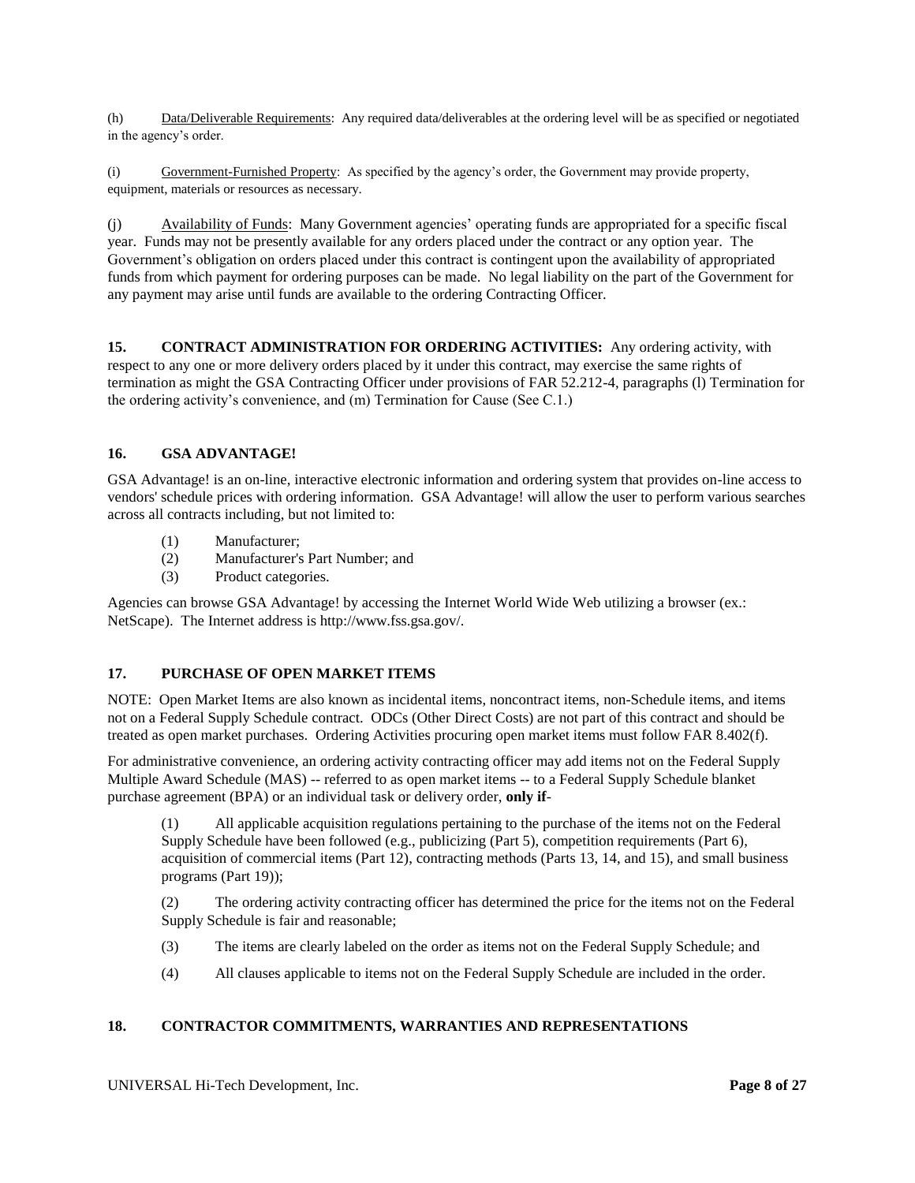(h) Data/Deliverable Requirements: Any required data/deliverables at the ordering level will be as specified or negotiated in the agency's order.

(i) Government-Furnished Property: As specified by the agency's order, the Government may provide property, equipment, materials or resources as necessary.

(j) Availability of Funds: Many Government agencies' operating funds are appropriated for a specific fiscal year. Funds may not be presently available for any orders placed under the contract or any option year. The Government's obligation on orders placed under this contract is contingent upon the availability of appropriated funds from which payment for ordering purposes can be made. No legal liability on the part of the Government for any payment may arise until funds are available to the ordering Contracting Officer.

**15. CONTRACT ADMINISTRATION FOR ORDERING ACTIVITIES:** Any ordering activity, with respect to any one or more delivery orders placed by it under this contract, may exercise the same rights of termination as might the GSA Contracting Officer under provisions of FAR 52.212-4, paragraphs (l) Termination for the ordering activity's convenience, and (m) Termination for Cause (See C.1.)

## 16. GSA ADVANTAGE!

GSA Advantage! is an on-line, interactive electronic information and ordering system that provides on-line access to vendors' schedule prices with ordering information. GSA Advantage! will allow the user to perform various searches across all contracts including, but not limited to:

(1) Manufacturer;
(2) Manufacturer's Part Number; and
(3) Product categories.

Agencies can browse GSA Advantage! by accessing the Internet World Wide Web utilizing a browser (ex.: NetScape). The Internet address is http://www.fss.gsa.gov/.

## 17. PURCHASE OF OPEN MARKET ITEMS

NOTE: Open Market Items are also known as incidental items, noncontract items, non-Schedule items, and items not on a Federal Supply Schedule contract. ODCs (Other Direct Costs) are not part of this contract and should be treated as open market purchases. Ordering Activities procuring open market items must follow FAR 8.402(f).

For administrative convenience, an ordering activity contracting officer may add items not on the Federal Supply Multiple Award Schedule (MAS) -- referred to as open market items -- to a Federal Supply Schedule blanket purchase agreement (BPA) or an individual task or delivery order, **only if**-

(1) All applicable acquisition regulations pertaining to the purchase of the items not on the Federal Supply Schedule have been followed (e.g., publicizing (Part 5), competition requirements (Part 6), acquisition of commercial items (Part 12), contracting methods (Parts 13, 14, and 15), and small business programs (Part 19));

(2) The ordering activity contracting officer has determined the price for the items not on the Federal Supply Schedule is fair and reasonable;

(3) The items are clearly labeled on the order as items not on the Federal Supply Schedule; and

(4) All clauses applicable to items not on the Federal Supply Schedule are included in the order.

## 18. CONTRACTOR COMMITMENTS, WARRANTIES AND REPRESENTATIONS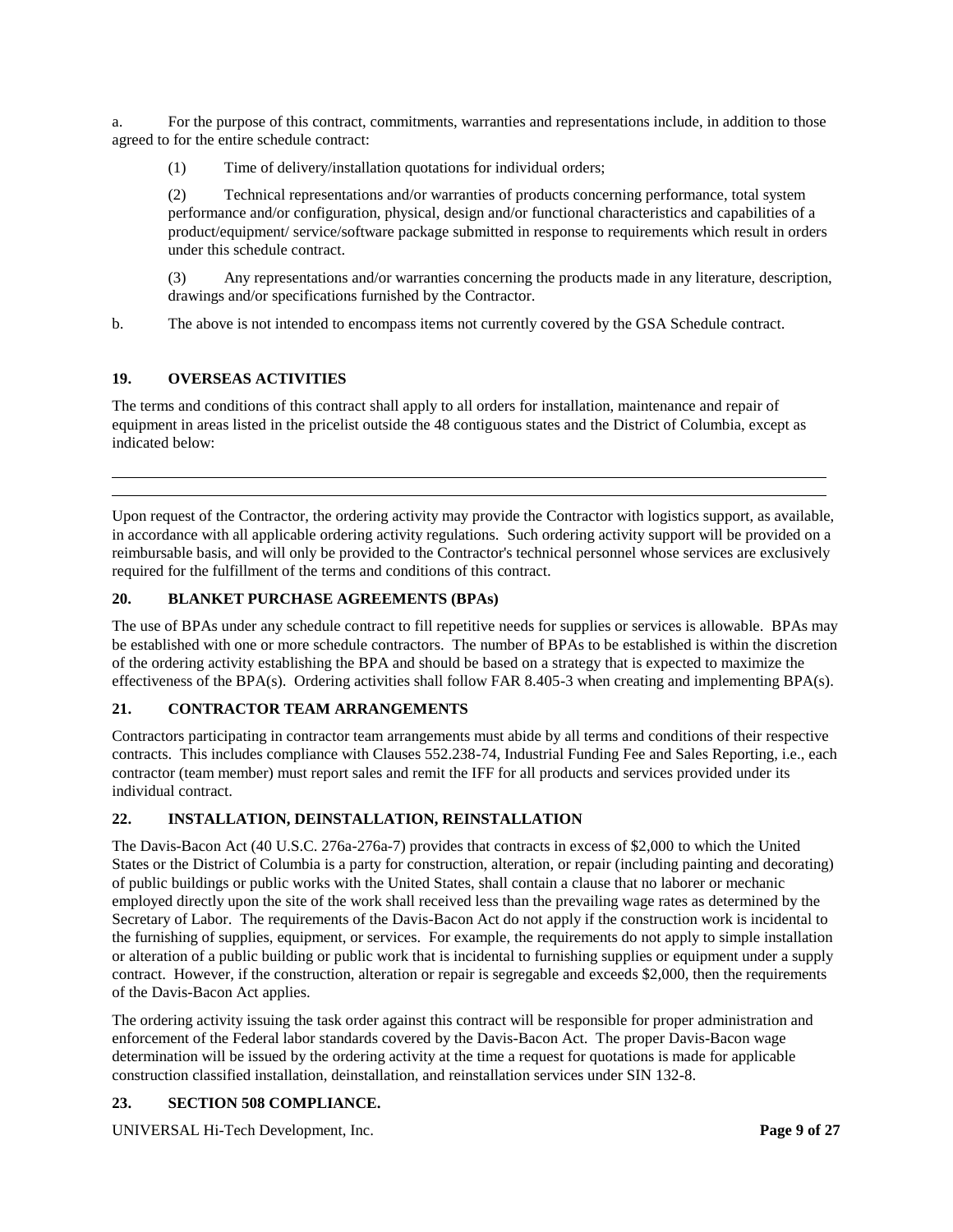a. For the purpose of this contract, commitments, warranties and representations include, in addition to those agreed to for the entire schedule contract:

(1) Time of delivery/installation quotations for individual orders;

(2) Technical representations and/or warranties of products concerning performance, total system performance and/or configuration, physical, design and/or functional characteristics and capabilities of a product/equipment/ service/software package submitted in response to requirements which result in orders under this schedule contract.

(3) Any representations and/or warranties concerning the products made in any literature, description, drawings and/or specifications furnished by the Contractor.

b. The above is not intended to encompass items not currently covered by the GSA Schedule contract.

## 19. OVERSEAS ACTIVITIES

The terms and conditions of this contract shall apply to all orders for installation, maintenance and repair of equipment in areas listed in the pricelist outside the 48 contiguous states and the District of Columbia, except as indicated below:

\_\_\_\_\_\_\_\_\_\_\_\_\_\_\_\_\_\_\_\_\_\_\_\_\_\_\_\_\_\_\_\_\_\_\_\_\_\_\_\_\_\_\_\_\_\_\_\_\_\_\_\_\_\_\_\_\_\_\_\_\_\_\_\_\_\_\_\_\_\_\_\_\_\_\_\_\_\_\_\_\_\_\_

\_\_\_\_\_\_\_\_\_\_\_\_\_\_\_\_\_\_\_\_\_\_\_\_\_\_\_\_\_\_\_\_\_\_\_\_\_\_\_\_\_\_\_\_\_\_\_\_\_\_\_\_\_\_\_\_\_\_\_\_\_\_\_\_\_\_\_\_\_\_\_\_\_\_\_\_\_\_\_\_\_\_\_

Upon request of the Contractor, the ordering activity may provide the Contractor with logistics support, as available, in accordance with all applicable ordering activity regulations. Such ordering activity support will be provided on a reimbursable basis, and will only be provided to the Contractor's technical personnel whose services are exclusively required for the fulfillment of the terms and conditions of this contract.

## 20. BLANKET PURCHASE AGREEMENTS (BPAs)

The use of BPAs under any schedule contract to fill repetitive needs for supplies or services is allowable. BPAs may be established with one or more schedule contractors. The number of BPAs to be established is within the discretion of the ordering activity establishing the BPA and should be based on a strategy that is expected to maximize the effectiveness of the BPA(s). Ordering activities shall follow FAR 8.405-3 when creating and implementing BPA(s).

## 21. CONTRACTOR TEAM ARRANGEMENTS

Contractors participating in contractor team arrangements must abide by all terms and conditions of their respective contracts. This includes compliance with Clauses 552.238-74, Industrial Funding Fee and Sales Reporting, i.e., each contractor (team member) must report sales and remit the IFF for all products and services provided under its individual contract.

## 22. INSTALLATION, DEINSTALLATION, REINSTALLATION

The Davis-Bacon Act (40 U.S.C. 276a-276a-7) provides that contracts in excess of $2,000 to which the United States or the District of Columbia is a party for construction, alteration, or repair (including painting and decorating) of public buildings or public works with the United States, shall contain a clause that no laborer or mechanic employed directly upon the site of the work shall received less than the prevailing wage rates as determined by the Secretary of Labor. The requirements of the Davis-Bacon Act do not apply if the construction work is incidental to the furnishing of supplies, equipment, or services. For example, the requirements do not apply to simple installation or alteration of a public building or public work that is incidental to furnishing supplies or equipment under a supply contract. However, if the construction, alteration or repair is segregable and exceeds $2,000, then the requirements of the Davis-Bacon Act applies.

The ordering activity issuing the task order against this contract will be responsible for proper administration and enforcement of the Federal labor standards covered by the Davis-Bacon Act. The proper Davis-Bacon wage determination will be issued by the ordering activity at the time a request for quotations is made for applicable construction classified installation, deinstallation, and reinstallation services under SIN 132-8.

## 23. SECTION 508 COMPLIANCE.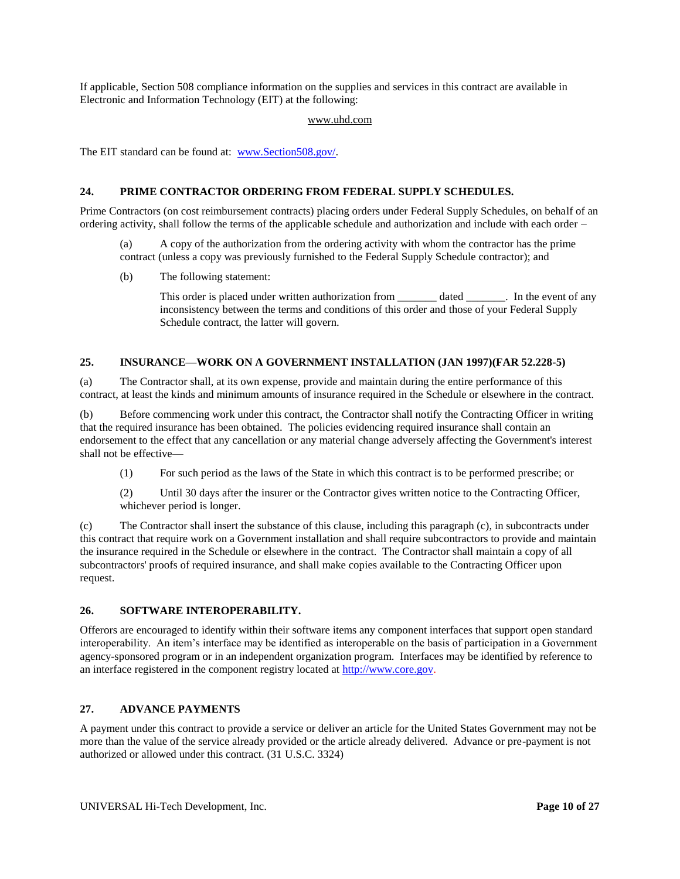If applicable, Section 508 compliance information on the supplies and services in this contract are available in Electronic and Information Technology (EIT) at the following:

www.uhd.com

The EIT standard can be found at: [www.Section508.gov/](http://www.Section508.gov/).

### 24. PRIME CONTRACTOR ORDERING FROM FEDERAL SUPPLY SCHEDULES.

Prime Contractors (on cost reimbursement contracts) placing orders under Federal Supply Schedules, on behalf of an ordering activity, shall follow the terms of the applicable schedule and authorization and include with each order –

(a) A copy of the authorization from the ordering activity with whom the contractor has the prime contract (unless a copy was previously furnished to the Federal Supply Schedule contractor); and

(b) The following statement:

> This order is placed under written authorization from _______ dated _______. In the event of any inconsistency between the terms and conditions of this order and those of your Federal Supply Schedule contract, the latter will govern.

### 25. INSURANCE—WORK ON A GOVERNMENT INSTALLATION (JAN 1997)(FAR 52.228-5)

(a) The Contractor shall, at its own expense, provide and maintain during the entire performance of this contract, at least the kinds and minimum amounts of insurance required in the Schedule or elsewhere in the contract.

(b) Before commencing work under this contract, the Contractor shall notify the Contracting Officer in writing that the required insurance has been obtained. The policies evidencing required insurance shall contain an endorsement to the effect that any cancellation or any material change adversely affecting the Government's interest shall not be effective—

(1) For such period as the laws of the State in which this contract is to be performed prescribe; or

(2) Until 30 days after the insurer or the Contractor gives written notice to the Contracting Officer, whichever period is longer.

(c) The Contractor shall insert the substance of this clause, including this paragraph (c), in subcontracts under this contract that require work on a Government installation and shall require subcontractors to provide and maintain the insurance required in the Schedule or elsewhere in the contract. The Contractor shall maintain a copy of all subcontractors' proofs of required insurance, and shall make copies available to the Contracting Officer upon request.

### 26. SOFTWARE INTEROPERABILITY.

Offerors are encouraged to identify within their software items any component interfaces that support open standard interoperability. An item's interface may be identified as interoperable on the basis of participation in a Government agency-sponsored program or in an independent organization program. Interfaces may be identified by reference to an interface registered in the component registry located at [http://www.core.gov](http://www.core.gov).

### 27. ADVANCE PAYMENTS

A payment under this contract to provide a service or deliver an article for the United States Government may not be more than the value of the service already provided or the article already delivered. Advance or pre-payment is not authorized or allowed under this contract. (31 U.S.C. 3324)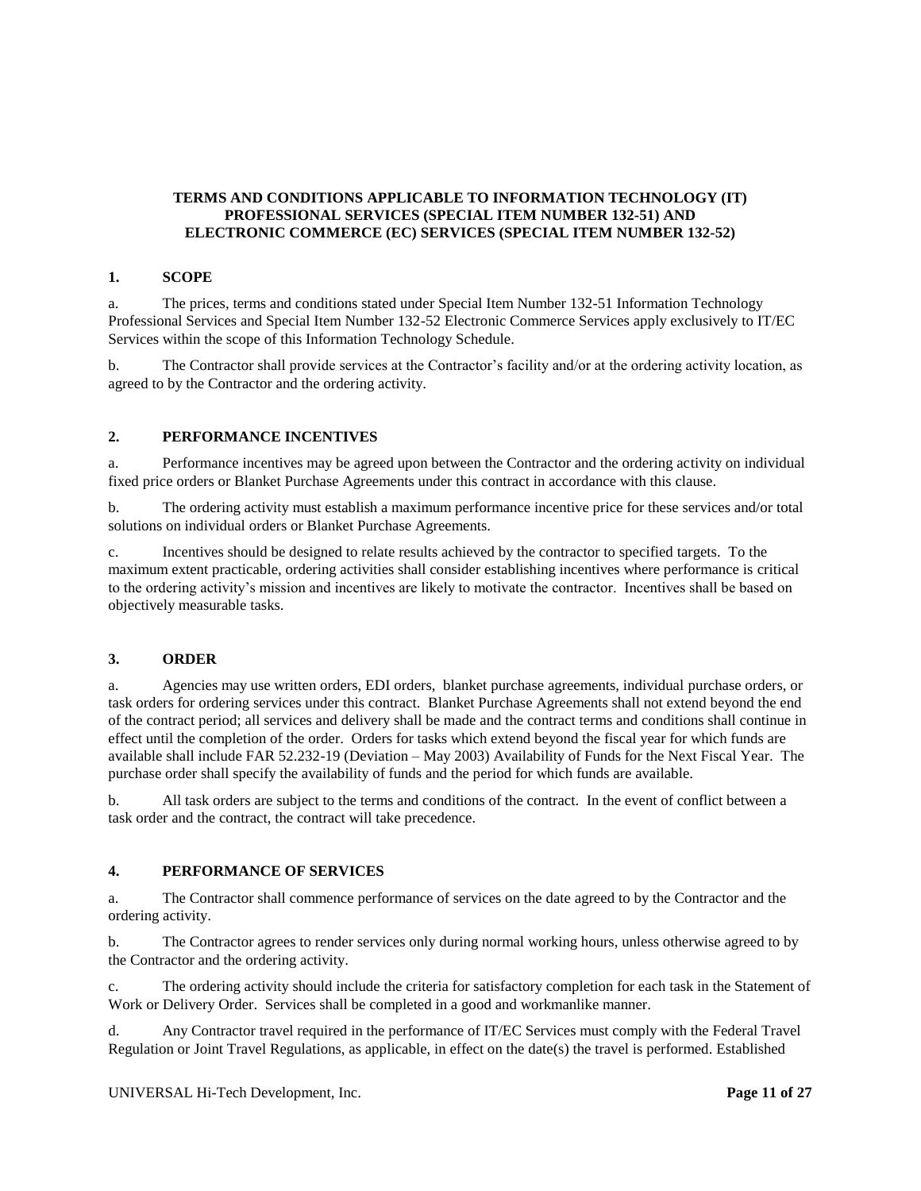**TERMS AND CONDITIONS APPLICABLE TO INFORMATION TECHNOLOGY (IT) PROFESSIONAL SERVICES (SPECIAL ITEM NUMBER 132-51) AND ELECTRONIC COMMERCE (EC) SERVICES (SPECIAL ITEM NUMBER 132-52)**

## 1. SCOPE

a. The prices, terms and conditions stated under Special Item Number 132-51 Information Technology Professional Services and Special Item Number 132-52 Electronic Commerce Services apply exclusively to IT/EC Services within the scope of this Information Technology Schedule.

b. The Contractor shall provide services at the Contractor's facility and/or at the ordering activity location, as agreed to by the Contractor and the ordering activity.

## 2. PERFORMANCE INCENTIVES

a. Performance incentives may be agreed upon between the Contractor and the ordering activity on individual fixed price orders or Blanket Purchase Agreements under this contract in accordance with this clause.

b. The ordering activity must establish a maximum performance incentive price for these services and/or total solutions on individual orders or Blanket Purchase Agreements.

c. Incentives should be designed to relate results achieved by the contractor to specified targets. To the maximum extent practicable, ordering activities shall consider establishing incentives where performance is critical to the ordering activity's mission and incentives are likely to motivate the contractor. Incentives shall be based on objectively measurable tasks.

## 3. ORDER

a. Agencies may use written orders, EDI orders, blanket purchase agreements, individual purchase orders, or task orders for ordering services under this contract. Blanket Purchase Agreements shall not extend beyond the end of the contract period; all services and delivery shall be made and the contract terms and conditions shall continue in effect until the completion of the order. Orders for tasks which extend beyond the fiscal year for which funds are available shall include FAR 52.232-19 (Deviation – May 2003) Availability of Funds for the Next Fiscal Year. The purchase order shall specify the availability of funds and the period for which funds are available.

b. All task orders are subject to the terms and conditions of the contract. In the event of conflict between a task order and the contract, the contract will take precedence.

## 4. PERFORMANCE OF SERVICES

a. The Contractor shall commence performance of services on the date agreed to by the Contractor and the ordering activity.

b. The Contractor agrees to render services only during normal working hours, unless otherwise agreed to by the Contractor and the ordering activity.

c. The ordering activity should include the criteria for satisfactory completion for each task in the Statement of Work or Delivery Order. Services shall be completed in a good and workmanlike manner.

d. Any Contractor travel required in the performance of IT/EC Services must comply with the Federal Travel Regulation or Joint Travel Regulations, as applicable, in effect on the date(s) the travel is performed. Established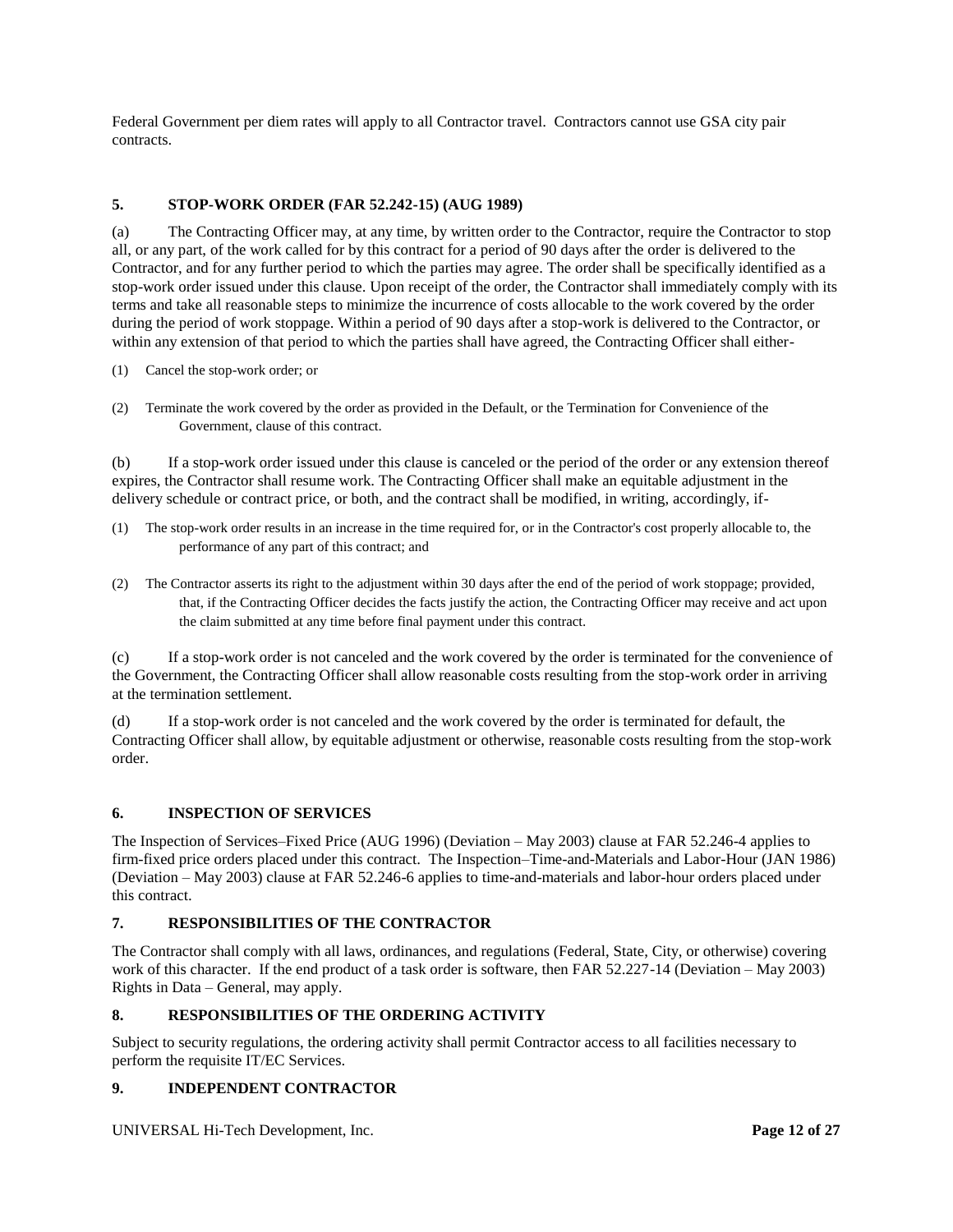Federal Government per diem rates will apply to all Contractor travel. Contractors cannot use GSA city pair contracts.

## 5. STOP-WORK ORDER (FAR 52.242-15) (AUG 1989)

(a) The Contracting Officer may, at any time, by written order to the Contractor, require the Contractor to stop all, or any part, of the work called for by this contract for a period of 90 days after the order is delivered to the Contractor, and for any further period to which the parties may agree. The order shall be specifically identified as a stop-work order issued under this clause. Upon receipt of the order, the Contractor shall immediately comply with its terms and take all reasonable steps to minimize the incurrence of costs allocable to the work covered by the order during the period of work stoppage. Within a period of 90 days after a stop-work is delivered to the Contractor, or within any extension of that period to which the parties shall have agreed, the Contracting Officer shall either-

(1) Cancel the stop-work order; or

(2) Terminate the work covered by the order as provided in the Default, or the Termination for Convenience of the Government, clause of this contract.

(b) If a stop-work order issued under this clause is canceled or the period of the order or any extension thereof expires, the Contractor shall resume work. The Contracting Officer shall make an equitable adjustment in the delivery schedule or contract price, or both, and the contract shall be modified, in writing, accordingly, if-

(1) The stop-work order results in an increase in the time required for, or in the Contractor's cost properly allocable to, the performance of any part of this contract; and

(2) The Contractor asserts its right to the adjustment within 30 days after the end of the period of work stoppage; provided, that, if the Contracting Officer decides the facts justify the action, the Contracting Officer may receive and act upon the claim submitted at any time before final payment under this contract.

(c) If a stop-work order is not canceled and the work covered by the order is terminated for the convenience of the Government, the Contracting Officer shall allow reasonable costs resulting from the stop-work order in arriving at the termination settlement.

(d) If a stop-work order is not canceled and the work covered by the order is terminated for default, the Contracting Officer shall allow, by equitable adjustment or otherwise, reasonable costs resulting from the stop-work order.

## 6. INSPECTION OF SERVICES

The Inspection of Services–Fixed Price (AUG 1996) (Deviation – May 2003) clause at FAR 52.246-4 applies to firm-fixed price orders placed under this contract. The Inspection–Time-and-Materials and Labor-Hour (JAN 1986) (Deviation – May 2003) clause at FAR 52.246-6 applies to time-and-materials and labor-hour orders placed under this contract.

## 7. RESPONSIBILITIES OF THE CONTRACTOR

The Contractor shall comply with all laws, ordinances, and regulations (Federal, State, City, or otherwise) covering work of this character. If the end product of a task order is software, then FAR 52.227-14 (Deviation – May 2003) Rights in Data – General, may apply.

## 8. RESPONSIBILITIES OF THE ORDERING ACTIVITY

Subject to security regulations, the ordering activity shall permit Contractor access to all facilities necessary to perform the requisite IT/EC Services.

## 9. INDEPENDENT CONTRACTOR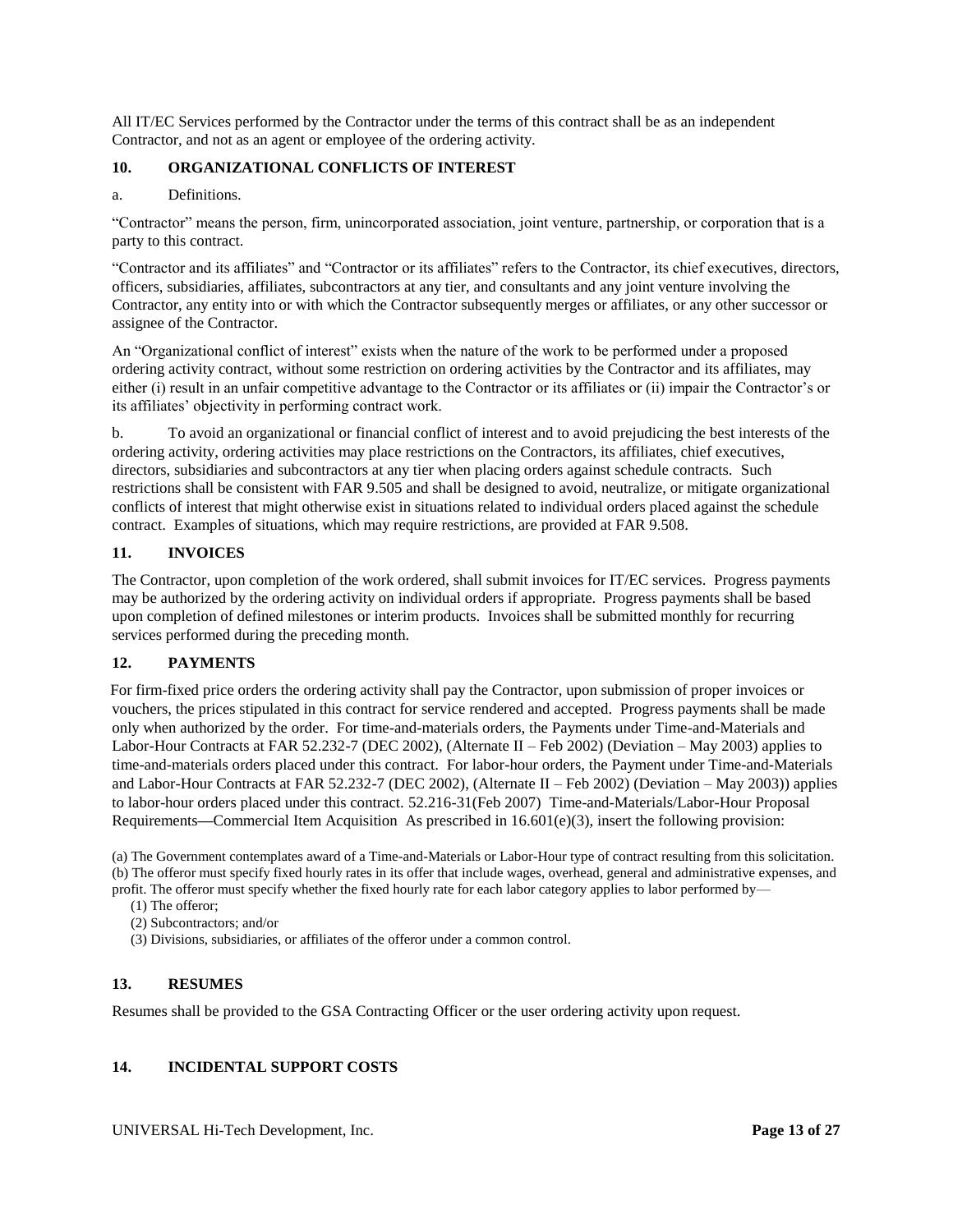All IT/EC Services performed by the Contractor under the terms of this contract shall be as an independent Contractor, and not as an agent or employee of the ordering activity.

## 10. ORGANIZATIONAL CONFLICTS OF INTEREST

a. Definitions.

"Contractor" means the person, firm, unincorporated association, joint venture, partnership, or corporation that is a party to this contract.

"Contractor and its affiliates" and "Contractor or its affiliates" refers to the Contractor, its chief executives, directors, officers, subsidiaries, affiliates, subcontractors at any tier, and consultants and any joint venture involving the Contractor, any entity into or with which the Contractor subsequently merges or affiliates, or any other successor or assignee of the Contractor.

An "Organizational conflict of interest" exists when the nature of the work to be performed under a proposed ordering activity contract, without some restriction on ordering activities by the Contractor and its affiliates, may either (i) result in an unfair competitive advantage to the Contractor or its affiliates or (ii) impair the Contractor's or its affiliates' objectivity in performing contract work.

b. To avoid an organizational or financial conflict of interest and to avoid prejudicing the best interests of the ordering activity, ordering activities may place restrictions on the Contractors, its affiliates, chief executives, directors, subsidiaries and subcontractors at any tier when placing orders against schedule contracts. Such restrictions shall be consistent with FAR 9.505 and shall be designed to avoid, neutralize, or mitigate organizational conflicts of interest that might otherwise exist in situations related to individual orders placed against the schedule contract. Examples of situations, which may require restrictions, are provided at FAR 9.508.

## 11. INVOICES

The Contractor, upon completion of the work ordered, shall submit invoices for IT/EC services. Progress payments may be authorized by the ordering activity on individual orders if appropriate. Progress payments shall be based upon completion of defined milestones or interim products. Invoices shall be submitted monthly for recurring services performed during the preceding month.

## 12. PAYMENTS

For firm-fixed price orders the ordering activity shall pay the Contractor, upon submission of proper invoices or vouchers, the prices stipulated in this contract for service rendered and accepted. Progress payments shall be made only when authorized by the order. For time-and-materials orders, the Payments under Time-and-Materials and Labor-Hour Contracts at FAR 52.232-7 (DEC 2002), (Alternate II – Feb 2002) (Deviation – May 2003) applies to time-and-materials orders placed under this contract. For labor-hour orders, the Payment under Time-and-Materials and Labor-Hour Contracts at FAR 52.232-7 (DEC 2002), (Alternate II – Feb 2002) (Deviation – May 2003)) applies to labor-hour orders placed under this contract. 52.216-31(Feb 2007) Time-and-Materials/Labor-Hour Proposal Requirements—Commercial Item Acquisition As prescribed in 16.601(e)(3), insert the following provision:

(a) The Government contemplates award of a Time-and-Materials or Labor-Hour type of contract resulting from this solicitation.
(b) The offeror must specify fixed hourly rates in its offer that include wages, overhead, general and administrative expenses, and profit. The offeror must specify whether the fixed hourly rate for each labor category applies to labor performed by—

(1) The offeror;
(2) Subcontractors; and/or
(3) Divisions, subsidiaries, or affiliates of the offeror under a common control.

## 13. RESUMES

Resumes shall be provided to the GSA Contracting Officer or the user ordering activity upon request.

## 14. INCIDENTAL SUPPORT COSTS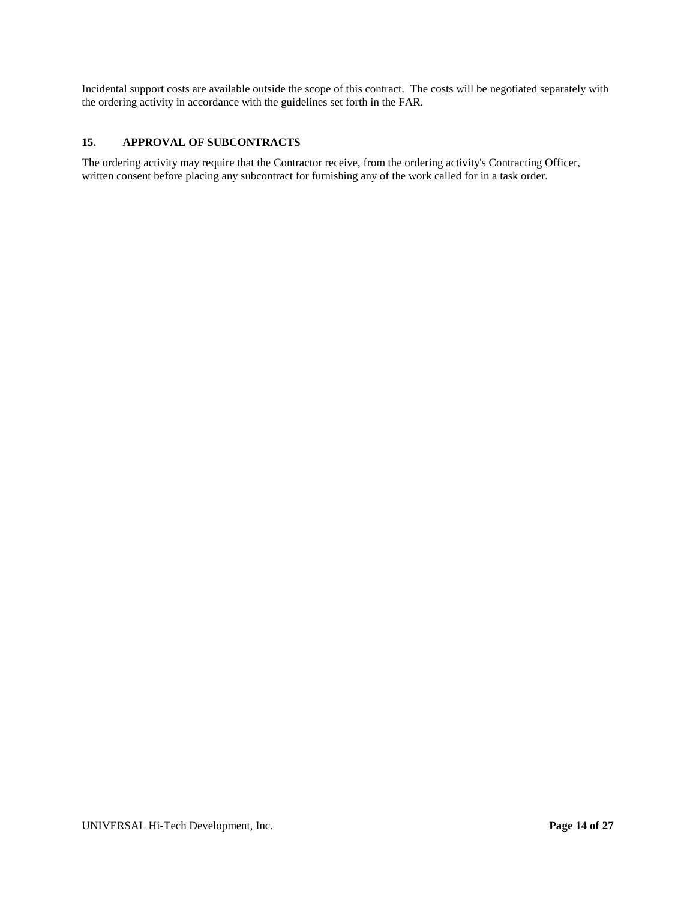Incidental support costs are available outside the scope of this contract. The costs will be negotiated separately with the ordering activity in accordance with the guidelines set forth in the FAR.

## 15. APPROVAL OF SUBCONTRACTS

The ordering activity may require that the Contractor receive, from the ordering activity's Contracting Officer, written consent before placing any subcontract for furnishing any of the work called for in a task order.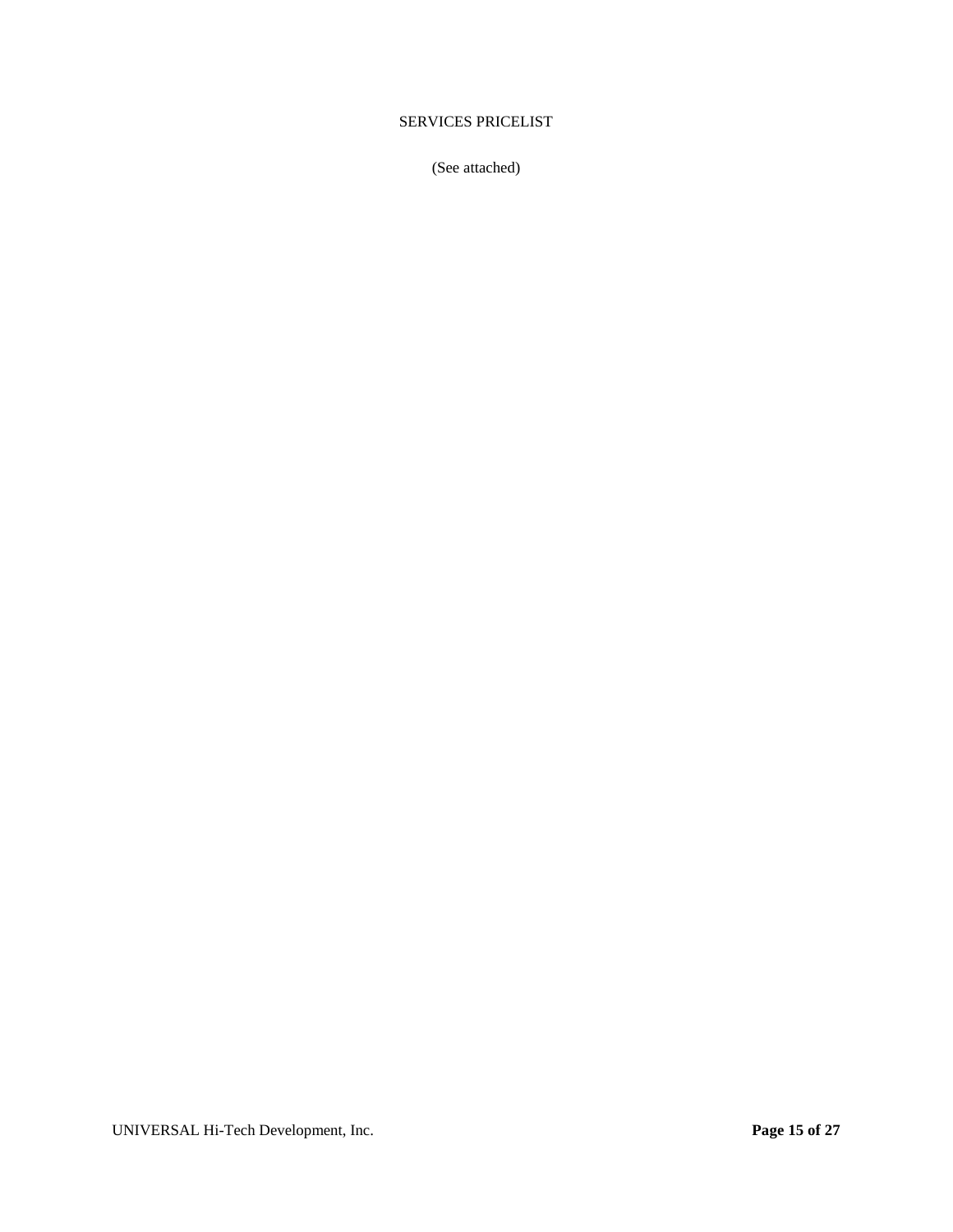SERVICES PRICELIST

(See attached)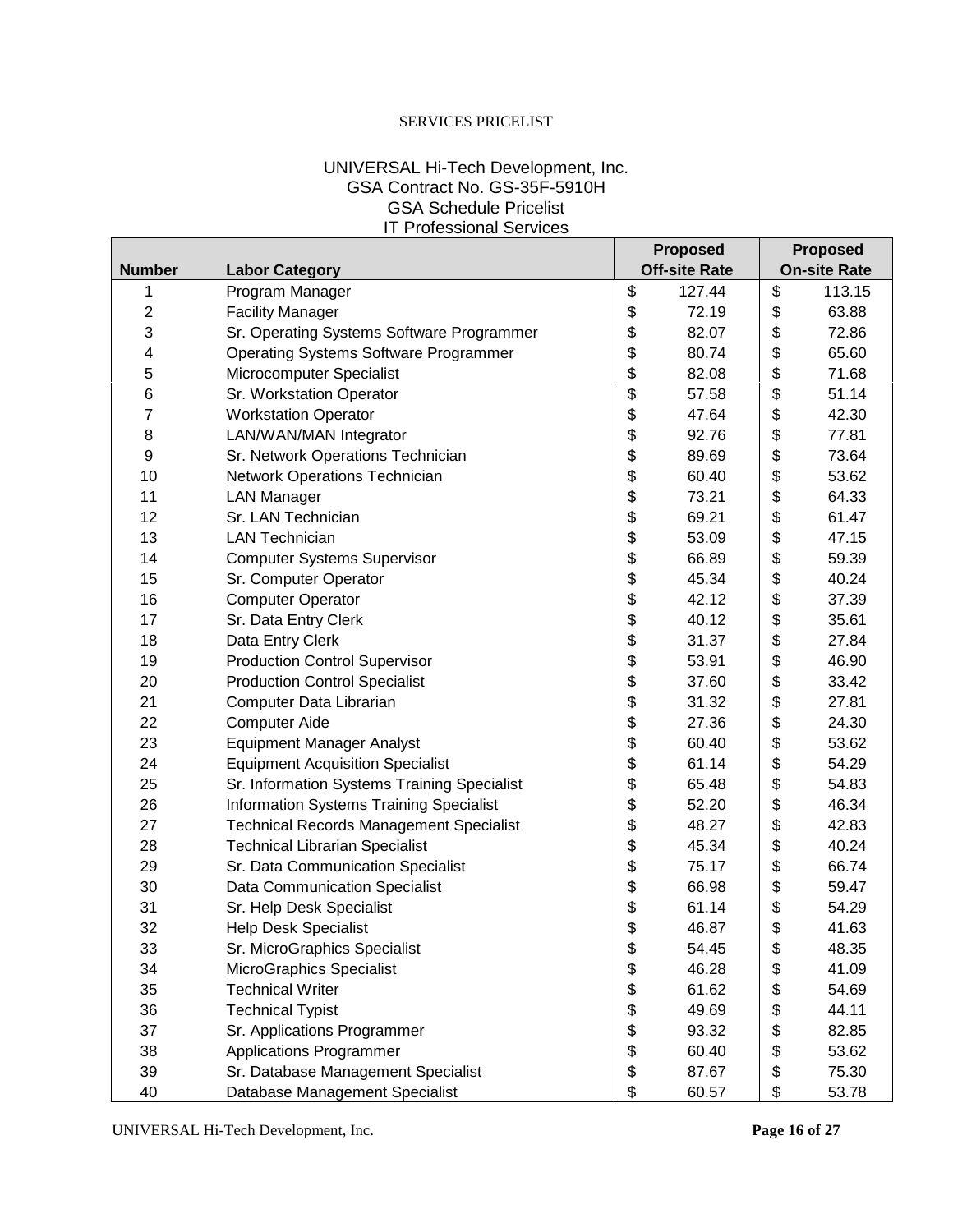SERVICES PRICELIST

UNIVERSAL Hi-Tech Development, Inc.
GSA Contract No. GS-35F-5910H
GSA Schedule Pricelist
IT Professional Services

| Number | Labor Category | Proposed Off-site Rate | Proposed On-site Rate |
|---|---|---|---|
| 1 | Program Manager | $ 127.44 | $ 113.15 |
| 2 | Facility Manager | $ 72.19 | $ 63.88 |
| 3 | Sr. Operating Systems Software Programmer | $ 82.07 | $ 72.86 |
| 4 | Operating Systems Software Programmer | $ 80.74 | $ 65.60 |
| 5 | Microcomputer Specialist | $ 82.08 | $ 71.68 |
| 6 | Sr. Workstation Operator | $ 57.58 | $ 51.14 |
| 7 | Workstation Operator | $ 47.64 | $ 42.30 |
| 8 | LAN/WAN/MAN Integrator | $ 92.76 | $ 77.81 |
| 9 | Sr. Network Operations Technician | $ 89.69 | $ 73.64 |
| 10 | Network Operations Technician | $ 60.40 | $ 53.62 |
| 11 | LAN Manager | $ 73.21 | $ 64.33 |
| 12 | Sr. LAN Technician | $ 69.21 | $ 61.47 |
| 13 | LAN Technician | $ 53.09 | $ 47.15 |
| 14 | Computer Systems Supervisor | $ 66.89 | $ 59.39 |
| 15 | Sr. Computer Operator | $ 45.34 | $ 40.24 |
| 16 | Computer Operator | $ 42.12 | $ 37.39 |
| 17 | Sr. Data Entry Clerk | $ 40.12 | $ 35.61 |
| 18 | Data Entry Clerk | $ 31.37 | $ 27.84 |
| 19 | Production Control Supervisor | $ 53.91 | $ 46.90 |
| 20 | Production Control Specialist | $ 37.60 | $ 33.42 |
| 21 | Computer Data Librarian | $ 31.32 | $ 27.81 |
| 22 | Computer Aide | $ 27.36 | $ 24.30 |
| 23 | Equipment Manager Analyst | $ 60.40 | $ 53.62 |
| 24 | Equipment Acquisition Specialist | $ 61.14 | $ 54.29 |
| 25 | Sr. Information Systems Training Specialist | $ 65.48 | $ 54.83 |
| 26 | Information Systems Training Specialist | $ 52.20 | $ 46.34 |
| 27 | Technical Records Management Specialist | $ 48.27 | $ 42.83 |
| 28 | Technical Librarian Specialist | $ 45.34 | $ 40.24 |
| 29 | Sr. Data Communication Specialist | $ 75.17 | $ 66.74 |
| 30 | Data Communication Specialist | $ 66.98 | $ 59.47 |
| 31 | Sr. Help Desk Specialist | $ 61.14 | $ 54.29 |
| 32 | Help Desk Specialist | $ 46.87 | $ 41.63 |
| 33 | Sr. MicroGraphics Specialist | $ 54.45 | $ 48.35 |
| 34 | MicroGraphics Specialist | $ 46.28 | $ 41.09 |
| 35 | Technical Writer | $ 61.62 | $ 54.69 |
| 36 | Technical Typist | $ 49.69 | $ 44.11 |
| 37 | Sr. Applications Programmer | $ 93.32 | $ 82.85 |
| 38 | Applications Programmer | $ 60.40 | $ 53.62 |
| 39 | Sr. Database Management Specialist | $ 87.67 | $ 75.30 |
| 40 | Database Management Specialist | $ 60.57 | $ 53.78 |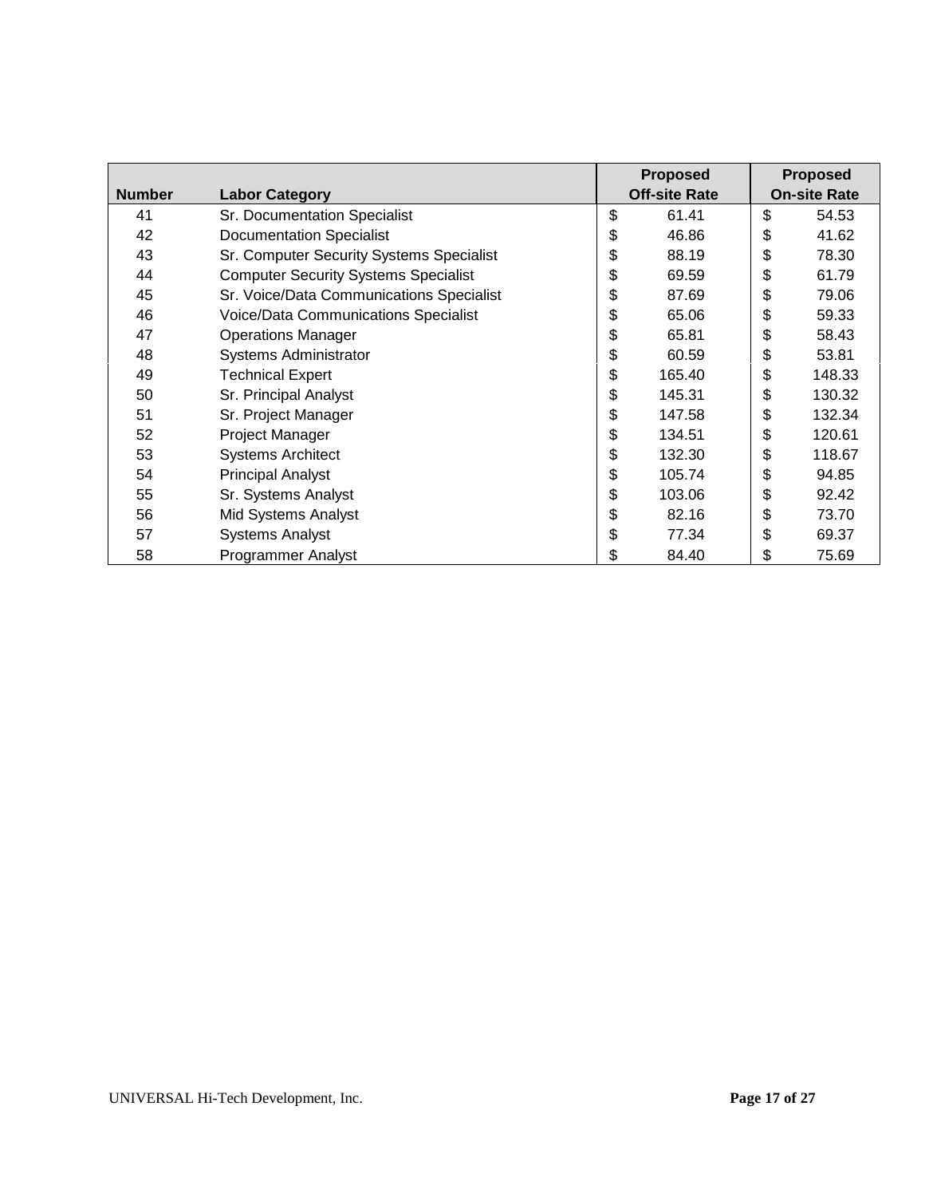| Number | Labor Category | Proposed Off-site Rate | Proposed On-site Rate |
|---|---|---|---|
| 41 | Sr. Documentation Specialist | $ 61.41 | $ 54.53 |
| 42 | Documentation Specialist | $ 46.86 | $ 41.62 |
| 43 | Sr. Computer Security Systems Specialist | $ 88.19 | $ 78.30 |
| 44 | Computer Security Systems Specialist | $ 69.59 | $ 61.79 |
| 45 | Sr. Voice/Data Communications Specialist | $ 87.69 | $ 79.06 |
| 46 | Voice/Data Communications Specialist | $ 65.06 | $ 59.33 |
| 47 | Operations Manager | $ 65.81 | $ 58.43 |
| 48 | Systems Administrator | $ 60.59 | $ 53.81 |
| 49 | Technical Expert | $ 165.40 | $ 148.33 |
| 50 | Sr. Principal Analyst | $ 145.31 | $ 130.32 |
| 51 | Sr. Project Manager | $ 147.58 | $ 132.34 |
| 52 | Project Manager | $ 134.51 | $ 120.61 |
| 53 | Systems Architect | $ 132.30 | $ 118.67 |
| 54 | Principal Analyst | $ 105.74 | $ 94.85 |
| 55 | Sr. Systems Analyst | $ 103.06 | $ 92.42 |
| 56 | Mid Systems Analyst | $ 82.16 | $ 73.70 |
| 57 | Systems Analyst | $ 77.34 | $ 69.37 |
| 58 | Programmer Analyst | $ 84.40 | $ 75.69 |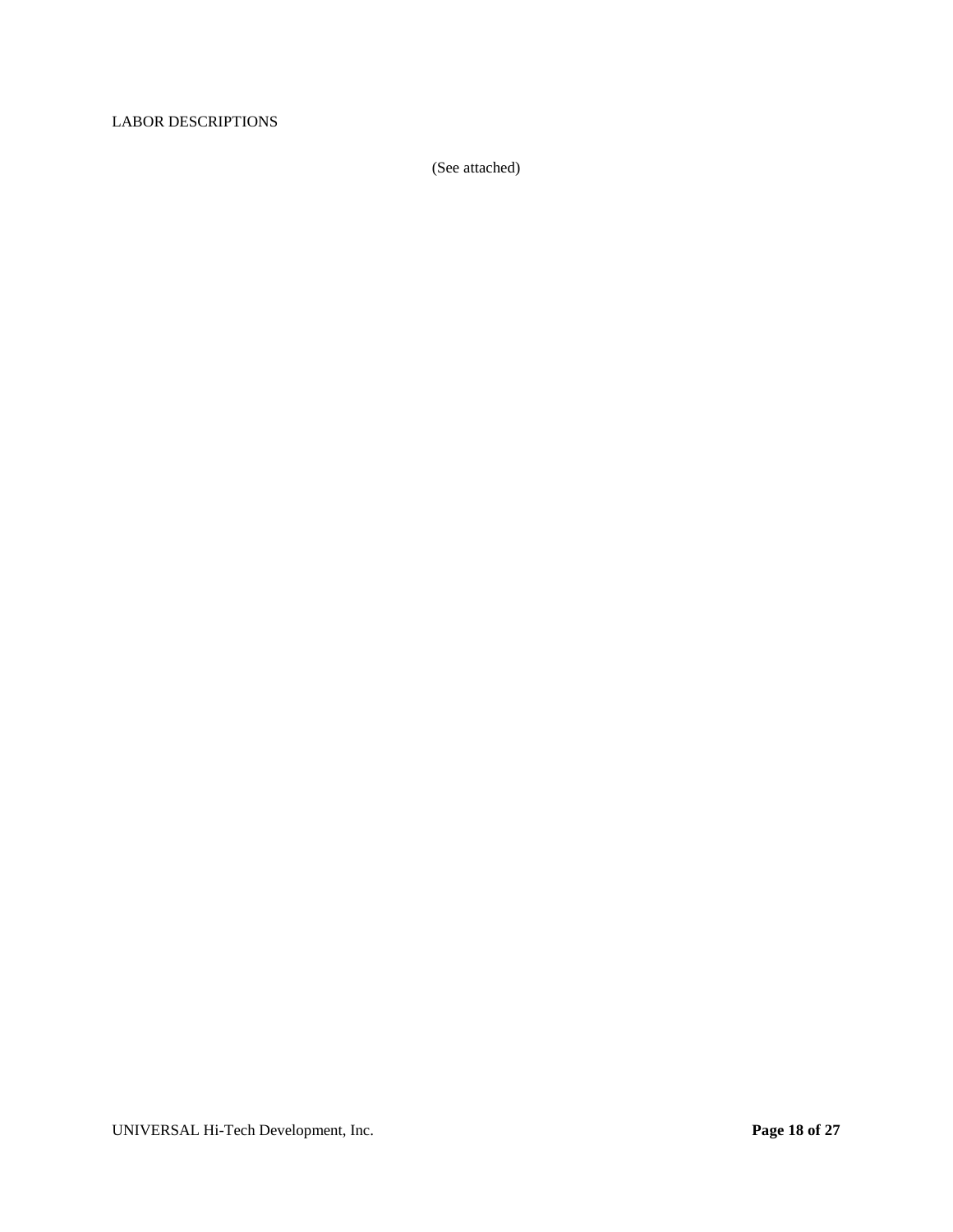LABOR DESCRIPTIONS

(See attached)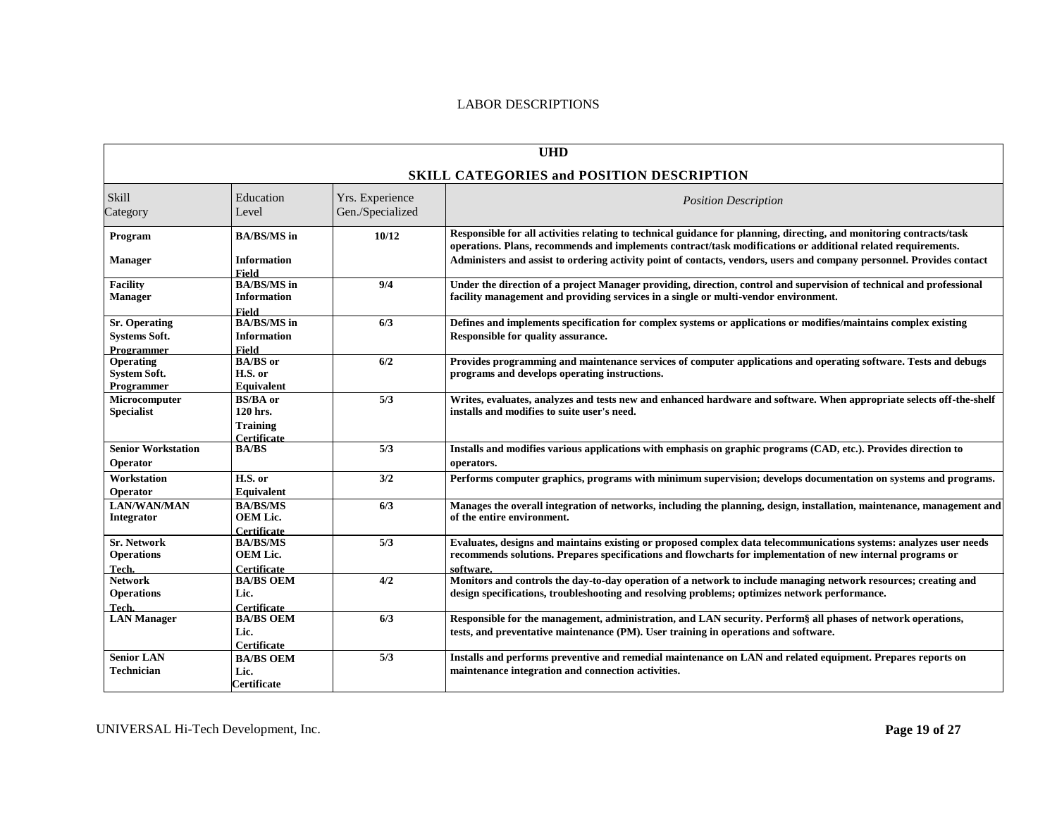LABOR DESCRIPTIONS

| UHD | | | |
|---|---|---|---|
| **SKILL CATEGORIES and POSITION DESCRIPTION** | | | |
| Skill Category | Education Level | Yrs. Experience Gen./Specialized | *Position Description* |
| **Program Manager** | **BA/BS/MS in Information Field** | **10/12** | **Responsible for all activities relating to technical guidance for planning, directing, and monitoring contracts/task operations. Plans, recommends and implements contract/task modifications or additional related requirements. Administers and assist to ordering activity point of contacts, vendors, users and company personnel. Provides contact** |
| **Facility Manager** | **BA/BS/MS in Information Field** | **9/4** | **Under the direction of a project Manager providing, direction, control and supervision of technical and professional facility management and providing services in a single or multi-vendor environment.** |
| **Sr. Operating Systems Soft. Programmer** | **BA/BS/MS in Information Field** | **6/3** | **Defines and implements specification for complex systems or applications or modifies/maintains complex existing Responsible for quality assurance.** |
| **Operating System Soft. Programmer** | **BA/BS or H.S. or Equivalent** | **6/2** | **Provides programming and maintenance services of computer applications and operating software. Tests and debugs programs and develops operating instructions.** |
| **Microcomputer Specialist** | **BS/BA or 120 hrs. Training Certificate** | **5/3** | **Writes, evaluates, analyzes and tests new and enhanced hardware and software. When appropriate selects off-the-shelf installs and modifies to suite user's need.** |
| **Senior Workstation Operator** | **BA/BS** | **5/3** | **Installs and modifies various applications with emphasis on graphic programs (CAD, etc.). Provides direction to operators.** |
| **Workstation Operator** | **H.S. or Equivalent** | **3/2** | **Performs computer graphics, programs with minimum supervision; develops documentation on systems and programs.** |
| **LAN/WAN/MAN Integrator** | **BA/BS/MS OEM Lic. Certificate** | **6/3** | **Manages the overall integration of networks, including the planning, design, installation, maintenance, management and of the entire environment.** |
| **Sr. Network Operations Tech.** | **BA/BS/MS OEM Lic. Certificate** | **5/3** | **Evaluates, designs and maintains existing or proposed complex data telecommunications systems: analyzes user needs recommends solutions. Prepares specifications and flowcharts for implementation of new internal programs or software.** |
| **Network Operations Tech.** | **BA/BS OEM Lic. Certificate** | **4/2** | **Monitors and controls the day-to-day operation of a network to include managing network resources; creating and design specifications, troubleshooting and resolving problems; optimizes network performance.** |
| **LAN Manager** | **BA/BS OEM Lic. Certificate** | **6/3** | **Responsible for the management, administration, and LAN security. Perform§ all phases of network operations, tests, and preventative maintenance (PM). User training in operations and software.** |
| **Senior LAN Technician** | **BA/BS OEM Lic. Certificate** | **5/3** | **Installs and performs preventive and remedial maintenance on LAN and related equipment. Prepares reports on maintenance integration and connection activities.** |

UNIVERSAL Hi-Tech Development, Inc.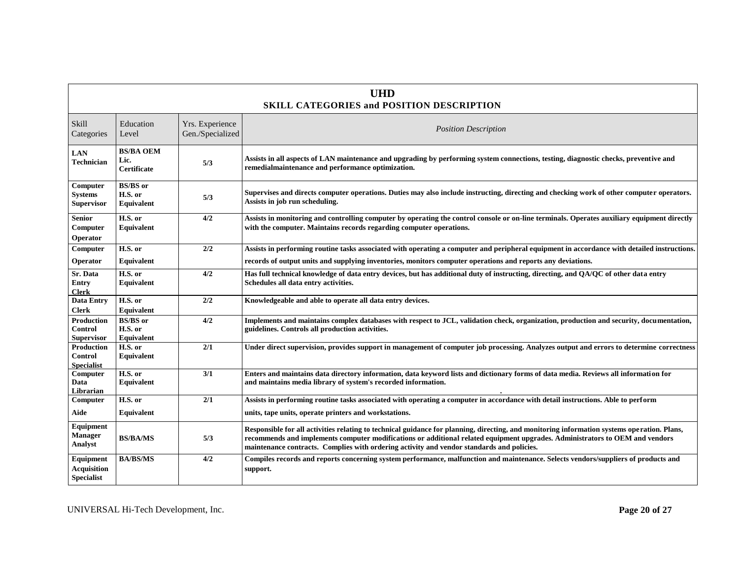## UHD

### SKILL CATEGORIES and POSITION DESCRIPTION

| Skill Categories | Education Level | Yrs. Experience Gen./Specialized | *Position Description* |
|---|---|---|---|
| **LAN Technician** | **BS/BA OEM Lic. Certificate** | **5/3** | **Assists in all aspects of LAN maintenance and upgrading by performing system connections, testing, diagnostic checks, preventive and remedialmaintenance and performance optimization.** |
| **Computer Systems Supervisor** | **BS/BS or H.S. or Equivalent** | **5/3** | **Supervises and directs computer operations. Duties may also include instructing, directing and checking work of other computer operators. Assists in job run scheduling.** |
| **Senior Computer Operator** | **H.S. or Equivalent** | **4/2** | **Assists in monitoring and controlling computer by operating the control console or on-line terminals. Operates auxiliary equipment directly with the computer. Maintains records regarding computer operations.** |
| **Computer Operator** | **H.S. or Equivalent** | **2/2** | **Assists in performing routine tasks associated with operating a computer and peripheral equipment in accordance with detailed instructions. records of output units and supplying inventories, monitors computer operations and reports any deviations.** |
| **Sr. Data Entry Clerk** | **H.S. or Equivalent** | **4/2** | **Has full technical knowledge of data entry devices, but has additional duty of instructing, directing, and QA/QC of other data entry Schedules all data entry activities.** |
| **Data Entry Clerk** | **H.S. or Equivalent** | **2/2** | **Knowledgeable and able to operate all data entry devices.** |
| **Production Control Supervisor** | **BS/BS or H.S. or Equivalent** | **4/2** | **Implements and maintains complex databases with respect to JCL, validation check, organization, production and security, documentation, guidelines. Controls all production activities.** |
| **Production Control Specialist** | **H.S. or Equivalent** | **2/1** | **Under direct supervision, provides support in management of computer job processing. Analyzes output and errors to determine correctness** |
| **Computer Data Librarian** | **H.S. or Equivalent** | **3/1** | **Enters and maintains data directory information, data keyword lists and dictionary forms of data media. Reviews all information for and maintains media library of system's recorded information.** |
| **Computer Aide** | **H.S. or Equivalent** | **2/1** | **Assists in performing routine tasks associated with operating a computer in accordance with detail instructions. Able to perform units, tape units, operate printers and workstations.** |
| **Equipment Manager Analyst** | **BS/BA/MS** | **5/3** | **Responsible for all activities relating to technical guidance for planning, directing, and monitoring information systems operation. Plans, recommends and implements computer modifications or additional related equipment upgrades. Administrators to OEM and vendors maintenance contracts. Complies with ordering activity and vendor standards and policies.** |
| **Equipment Acquisition Specialist** | **BA/BS/MS** | **4/2** | **Compiles records and reports concerning system performance, malfunction and maintenance. Selects vendors/suppliers of products and support.** |

UNIVERSAL Hi-Tech Development, Inc.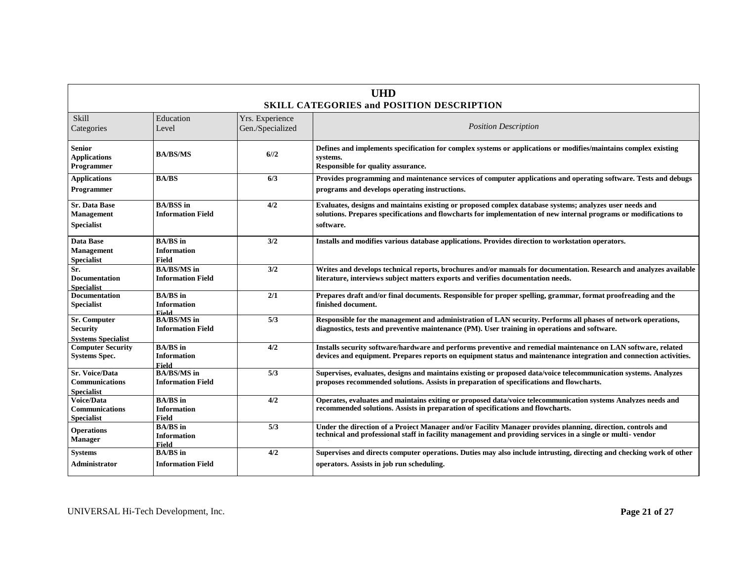# UHD

## SKILL CATEGORIES and POSITION DESCRIPTION

| Skill Categories | Education Level | Yrs. Experience Gen./Specialized | *Position Description* |
|---|---|---|---|
| **Senior Applications Programmer** | **BA/BS/MS** | **6//2** | **Defines and implements specification for complex systems or applications or modifies/maintains complex existing systems. Responsible for quality assurance.** |
| **Applications Programmer** | **BA/BS** | **6/3** | **Provides programming and maintenance services of computer applications and operating software. Tests and debugs programs and develops operating instructions.** |
| **Sr. Data Base Management Specialist** | **BA/BSS in Information Field** | **4/2** | **Evaluates, designs and maintains existing or proposed complex database systems; analyzes user needs and solutions. Prepares specifications and flowcharts for implementation of new internal programs or modifications to software.** |
| **Data Base Management Specialist** | **BA/BS in Information Field** | **3/2** | **Installs and modifies various database applications. Provides direction to workstation operators.** |
| **Sr. Documentation Specialist** | **BA/BS/MS in Information Field** | **3/2** | **Writes and develops technical reports, brochures and/or manuals for documentation. Research and analyzes available literature, interviews subject matters exports and verifies documentation needs.** |
| **Documentation Specialist** | **BA/BS in Information Field** | **2/1** | **Prepares draft and/or final documents. Responsible for proper spelling, grammar, format proofreading and the finished document.** |
| **Sr. Computer Security Systems Specialist** | **BA/BS/MS in Information Field** | **5/3** | **Responsible for the management and administration of LAN security. Performs all phases of network operations, diagnostics, tests and preventive maintenance (PM). User training in operations and software.** |
| **Computer Security Systems Spec.** | **BA/BS in Information Field** | **4/2** | **Installs security software/hardware and performs preventive and remedial maintenance on LAN software, related devices and equipment. Prepares reports on equipment status and maintenance integration and connection activities.** |
| **Sr. Voice/Data Communications Specialist** | **BA/BS/MS in Information Field** | **5/3** | **Supervises, evaluates, designs and maintains existing or proposed data/voice telecommunication systems. Analyzes proposes recommended solutions. Assists in preparation of specifications and flowcharts.** |
| **Voice/Data Communications Specialist** | **BA/BS in Information Field** | **4/2** | **Operates, evaluates and maintains exiting or proposed data/voice telecommunication systems Analyzes needs and recommended solutions. Assists in preparation of specifications and flowcharts.** |
| **Operations Manager** | **BA/BS in Information Field** | **5/3** | **Under the direction of a Project Manager and/or Facility Manager provides planning, direction, controls and technical and professional staff in facility management and providing services in a single or multi- vendor** |
| **Systems Administrator** | **BA/BS in Information Field** | **4/2** | **Supervises and directs computer operations. Duties may also include intrusting, directing and checking work of other operators. Assists in job run scheduling.** |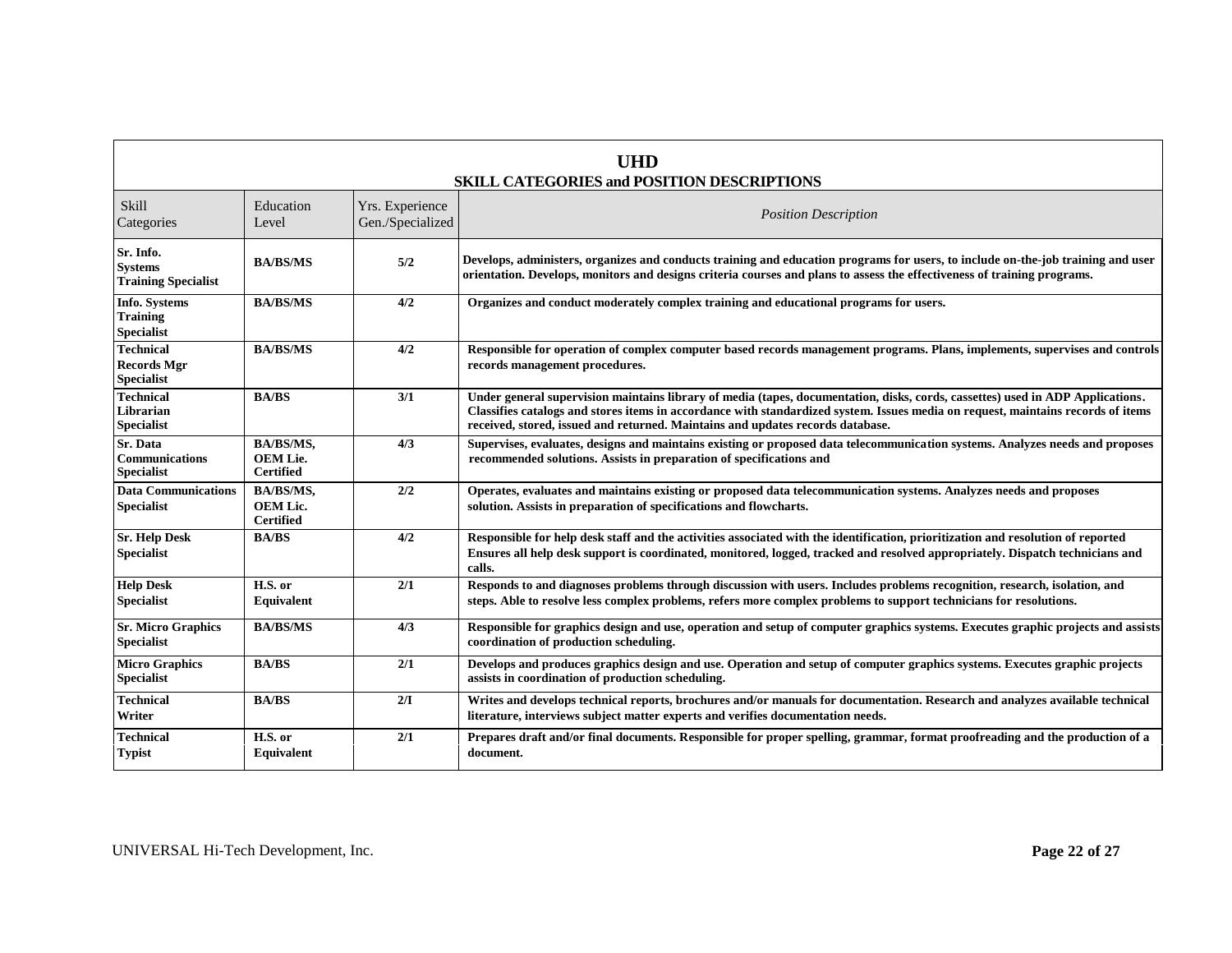# UHD

## SKILL CATEGORIES and POSITION DESCRIPTIONS

| Skill Categories | Education Level | Yrs. Experience Gen./Specialized | *Position Description* |
|---|---|---|---|
| **Sr. Info. Systems Training Specialist** | **BA/BS/MS** | **5/2** | **Develops, administers, organizes and conducts training and education programs for users, to include on-the-job training and user orientation. Develops, monitors and designs criteria courses and plans to assess the effectiveness of training programs.** |
| **Info. Systems Training Specialist** | **BA/BS/MS** | **4/2** | **Organizes and conduct moderately complex training and educational programs for users.** |
| **Technical Records Mgr Specialist** | **BA/BS/MS** | **4/2** | **Responsible for operation of complex computer based records management programs. Plans, implements, supervises and controls records management procedures.** |
| **Technical Librarian Specialist** | **BA/BS** | **3/1** | **Under general supervision maintains library of media (tapes, documentation, disks, cords, cassettes) used in ADP Applications. Classifies catalogs and stores items in accordance with standardized system. Issues media on request, maintains records of items received, stored, issued and returned. Maintains and updates records database.** |
| **Sr. Data Communications Specialist** | **BA/BS/MS, OEM Lie. Certified** | **4/3** | **Supervises, evaluates, designs and maintains existing or proposed data telecommunication systems. Analyzes needs and proposes recommended solutions. Assists in preparation of specifications and** |
| **Data Communications Specialist** | **BA/BS/MS, OEM Lic. Certified** | **2/2** | **Operates, evaluates and maintains existing or proposed data telecommunication systems. Analyzes needs and proposes solution. Assists in preparation of specifications and flowcharts.** |
| **Sr. Help Desk Specialist** | **BA/BS** | **4/2** | **Responsible for help desk staff and the activities associated with the identification, prioritization and resolution of reported Ensures all help desk support is coordinated, monitored, logged, tracked and resolved appropriately. Dispatch technicians and calls.** |
| **Help Desk Specialist** | **H.S. or Equivalent** | **2/1** | **Responds to and diagnoses problems through discussion with users. Includes problems recognition, research, isolation, and steps. Able to resolve less complex problems, refers more complex problems to support technicians for resolutions.** |
| **Sr. Micro Graphics Specialist** | **BA/BS/MS** | **4/3** | **Responsible for graphics design and use, operation and setup of computer graphics systems. Executes graphic projects and assists coordination of production scheduling.** |
| **Micro Graphics Specialist** | **BA/BS** | **2/1** | **Develops and produces graphics design and use. Operation and setup of computer graphics systems. Executes graphic projects assists in coordination of production scheduling.** |
| **Technical Writer** | **BA/BS** | **2/I** | **Writes and develops technical reports, brochures and/or manuals for documentation. Research and analyzes available technical literature, interviews subject matter experts and verifies documentation needs.** |
| **Technical Typist** | **H.S. or Equivalent** | **2/1** | **Prepares draft and/or final documents. Responsible for proper spelling, grammar, format proofreading and the production of a document.** |

UNIVERSAL Hi-Tech Development, Inc.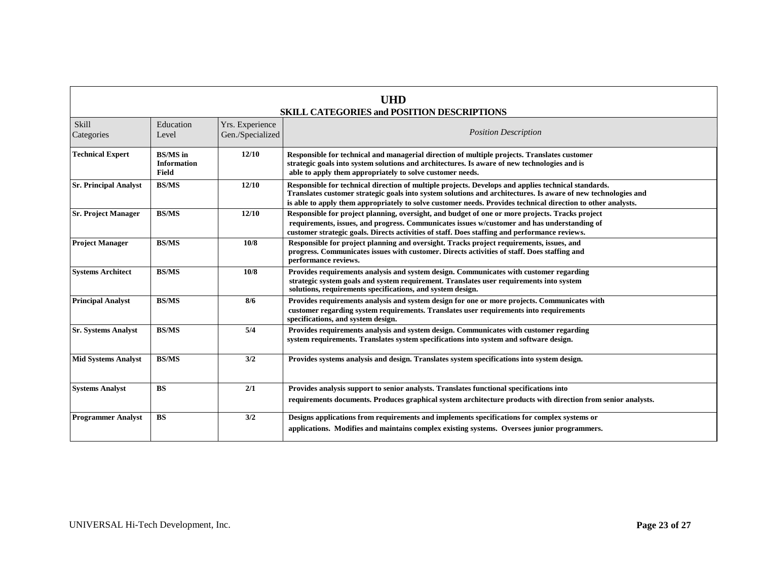# UHD

## SKILL CATEGORIES and POSITION DESCRIPTIONS

| Skill Categories | Education Level | Yrs. Experience Gen./Specialized | *Position Description* |
|---|---|---|---|
| **Technical Expert** | **BS/MS in Information Field** | **12/10** | **Responsible for technical and managerial direction of multiple projects. Translates customer strategic goals into system solutions and architectures. Is aware of new technologies and is able to apply them appropriately to solve customer needs.** |
| **Sr. Principal Analyst** | **BS/MS** | **12/10** | **Responsible for technical direction of multiple projects. Develops and applies technical standards. Translates customer strategic goals into system solutions and architectures. Is aware of new technologies and is able to apply them appropriately to solve customer needs. Provides technical direction to other analysts.** |
| **Sr. Project Manager** | **BS/MS** | **12/10** | **Responsible for project planning, oversight, and budget of one or more projects. Tracks project requirements, issues, and progress. Communicates issues w/customer and has understanding of customer strategic goals. Directs activities of staff. Does staffing and performance reviews.** |
| **Project Manager** | **BS/MS** | **10/8** | **Responsible for project planning and oversight. Tracks project requirements, issues, and progress. Communicates issues with customer. Directs activities of staff. Does staffing and performance reviews.** |
| **Systems Architect** | **BS/MS** | **10/8** | **Provides requirements analysis and system design. Communicates with customer regarding strategic system goals and system requirement. Translates user requirements into system solutions, requirements specifications, and system design.** |
| **Principal Analyst** | **BS/MS** | **8/6** | **Provides requirements analysis and system design for one or more projects. Communicates with customer regarding system requirements. Translates user requirements into requirements specifications, and system design.** |
| **Sr. Systems Analyst** | **BS/MS** | **5/4** | **Provides requirements analysis and system design. Communicates with customer regarding system requirements. Translates system specifications into system and software design.** |
| **Mid Systems Analyst** | **BS/MS** | **3/2** | **Provides systems analysis and design. Translates system specifications into system design.** |
| **Systems Analyst** | **BS** | **2/1** | **Provides analysis support to senior analysts. Translates functional specifications into requirements documents. Produces graphical system architecture products with direction from senior analysts.** |
| **Programmer Analyst** | **BS** | **3/2** | **Designs applications from requirements and implements specifications for complex systems or applications. Modifies and maintains complex existing systems. Oversees junior programmers.** |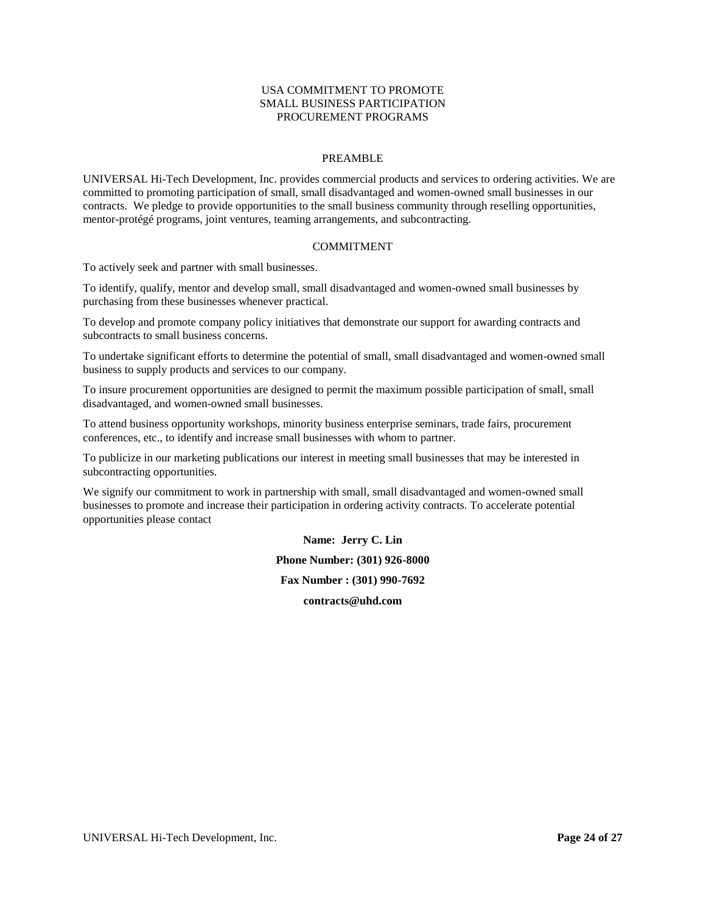# USA COMMITMENT TO PROMOTE SMALL BUSINESS PARTICIPATION PROCUREMENT PROGRAMS

## PREAMBLE

UNIVERSAL Hi-Tech Development, Inc. provides commercial products and services to ordering activities. We are committed to promoting participation of small, small disadvantaged and women-owned small businesses in our contracts. We pledge to provide opportunities to the small business community through reselling opportunities, mentor-protégé programs, joint ventures, teaming arrangements, and subcontracting.

## COMMITMENT

To actively seek and partner with small businesses.

To identify, qualify, mentor and develop small, small disadvantaged and women-owned small businesses by purchasing from these businesses whenever practical.

To develop and promote company policy initiatives that demonstrate our support for awarding contracts and subcontracts to small business concerns.

To undertake significant efforts to determine the potential of small, small disadvantaged and women-owned small business to supply products and services to our company.

To insure procurement opportunities are designed to permit the maximum possible participation of small, small disadvantaged, and women-owned small businesses.

To attend business opportunity workshops, minority business enterprise seminars, trade fairs, procurement conferences, etc., to identify and increase small businesses with whom to partner.

To publicize in our marketing publications our interest in meeting small businesses that may be interested in subcontracting opportunities.

We signify our commitment to work in partnership with small, small disadvantaged and women-owned small businesses to promote and increase their participation in ordering activity contracts. To accelerate potential opportunities please contact

**Name: Jerry C. Lin**

**Phone Number: (301) 926-8000**

**Fax Number : (301) 990-7692**

**contracts@uhd.com**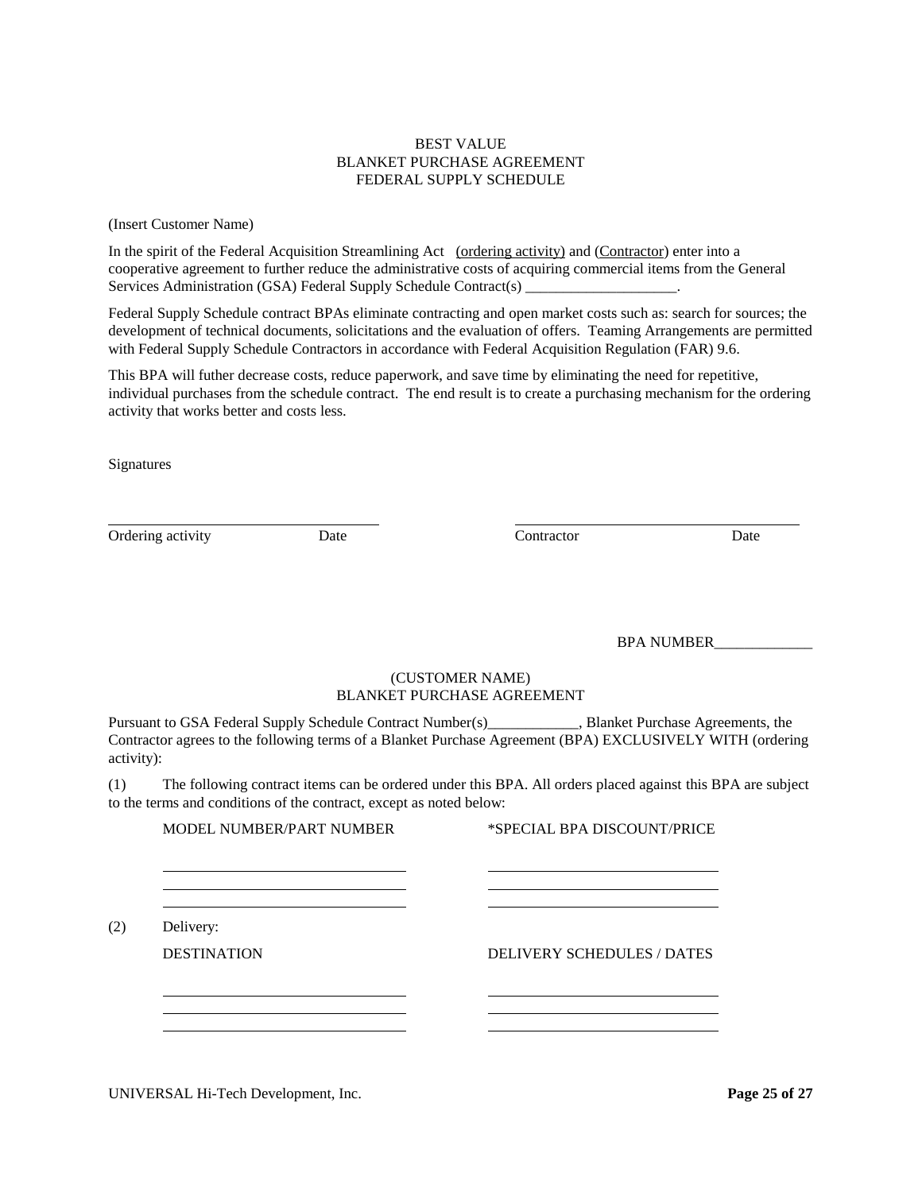BEST VALUE
BLANKET PURCHASE AGREEMENT
FEDERAL SUPPLY SCHEDULE

(Insert Customer Name)

In the spirit of the Federal Acquisition Streamlining Act <u>(ordering activity)</u> and (<u>Contractor</u>) enter into a cooperative agreement to further reduce the administrative costs of acquiring commercial items from the General Services Administration (GSA) Federal Supply Schedule Contract(s) ____________________.

Federal Supply Schedule contract BPAs eliminate contracting and open market costs such as: search for sources; the development of technical documents, solicitations and the evaluation of offers. Teaming Arrangements are permitted with Federal Supply Schedule Contractors in accordance with Federal Acquisition Regulation (FAR) 9.6.

This BPA will futher decrease costs, reduce paperwork, and save time by eliminating the need for repetitive, individual purchases from the schedule contract. The end result is to create a purchasing mechanism for the ordering activity that works better and costs less.

Signatures

| ______________________________ | | ______________________________ | |
|---|---|---|---|
| Ordering activity | Date | Contractor | Date |

BPA NUMBER_____________

(CUSTOMER NAME)
BLANKET PURCHASE AGREEMENT

Pursuant to GSA Federal Supply Schedule Contract Number(s)____________, Blanket Purchase Agreements, the Contractor agrees to the following terms of a Blanket Purchase Agreement (BPA) EXCLUSIVELY WITH (ordering activity):

(1) The following contract items can be ordered under this BPA. All orders placed against this BPA are subject to the terms and conditions of the contract, except as noted below:

| MODEL NUMBER/PART NUMBER | *SPECIAL BPA DISCOUNT/PRICE |
|---|---|
| ______________________________ | ______________________________ |
| ______________________________ | ______________________________ |
| ______________________________ | ______________________________ |

(2) Delivery:

| DESTINATION | DELIVERY SCHEDULES / DATES |
|---|---|
| ______________________________ | ______________________________ |
| ______________________________ | ______________________________ |
| ______________________________ | ______________________________ |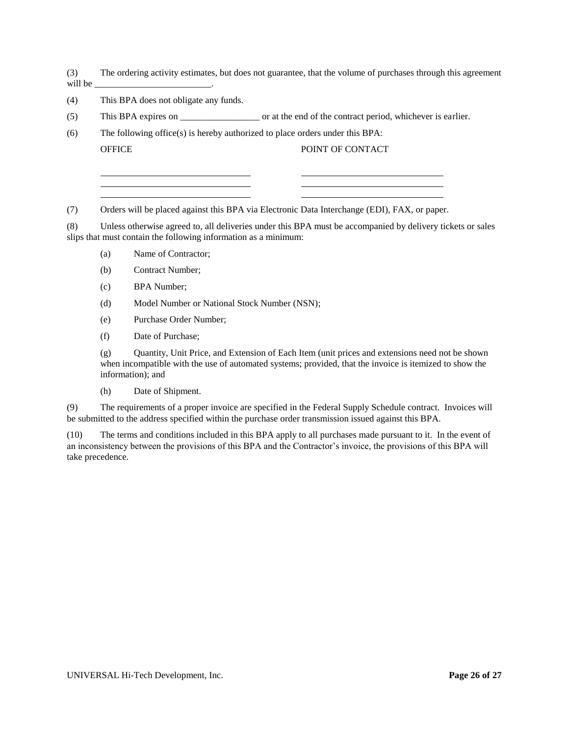(3) The ordering activity estimates, but does not guarantee, that the volume of purchases through this agreement will be _________________________.

(4) This BPA does not obligate any funds.

(5) This BPA expires on _________________ or at the end of the contract period, whichever is earlier.

(6) The following office(s) is hereby authorized to place orders under this BPA:

| OFFICE | POINT OF CONTACT |
|---|---|
| ______________________________ | ______________________________ |
| ______________________________ | ______________________________ |
| ______________________________ | ______________________________ |

(7) Orders will be placed against this BPA via Electronic Data Interchange (EDI), FAX, or paper.

(8) Unless otherwise agreed to, all deliveries under this BPA must be accompanied by delivery tickets or sales slips that must contain the following information as a minimum:

(a) Name of Contractor;

(b) Contract Number;

(c) BPA Number;

(d) Model Number or National Stock Number (NSN);

(e) Purchase Order Number;

(f) Date of Purchase;

(g) Quantity, Unit Price, and Extension of Each Item (unit prices and extensions need not be shown when incompatible with the use of automated systems; provided, that the invoice is itemized to show the information); and

(h) Date of Shipment.

(9) The requirements of a proper invoice are specified in the Federal Supply Schedule contract. Invoices will be submitted to the address specified within the purchase order transmission issued against this BPA.

(10) The terms and conditions included in this BPA apply to all purchases made pursuant to it. In the event of an inconsistency between the provisions of this BPA and the Contractor's invoice, the provisions of this BPA will take precedence.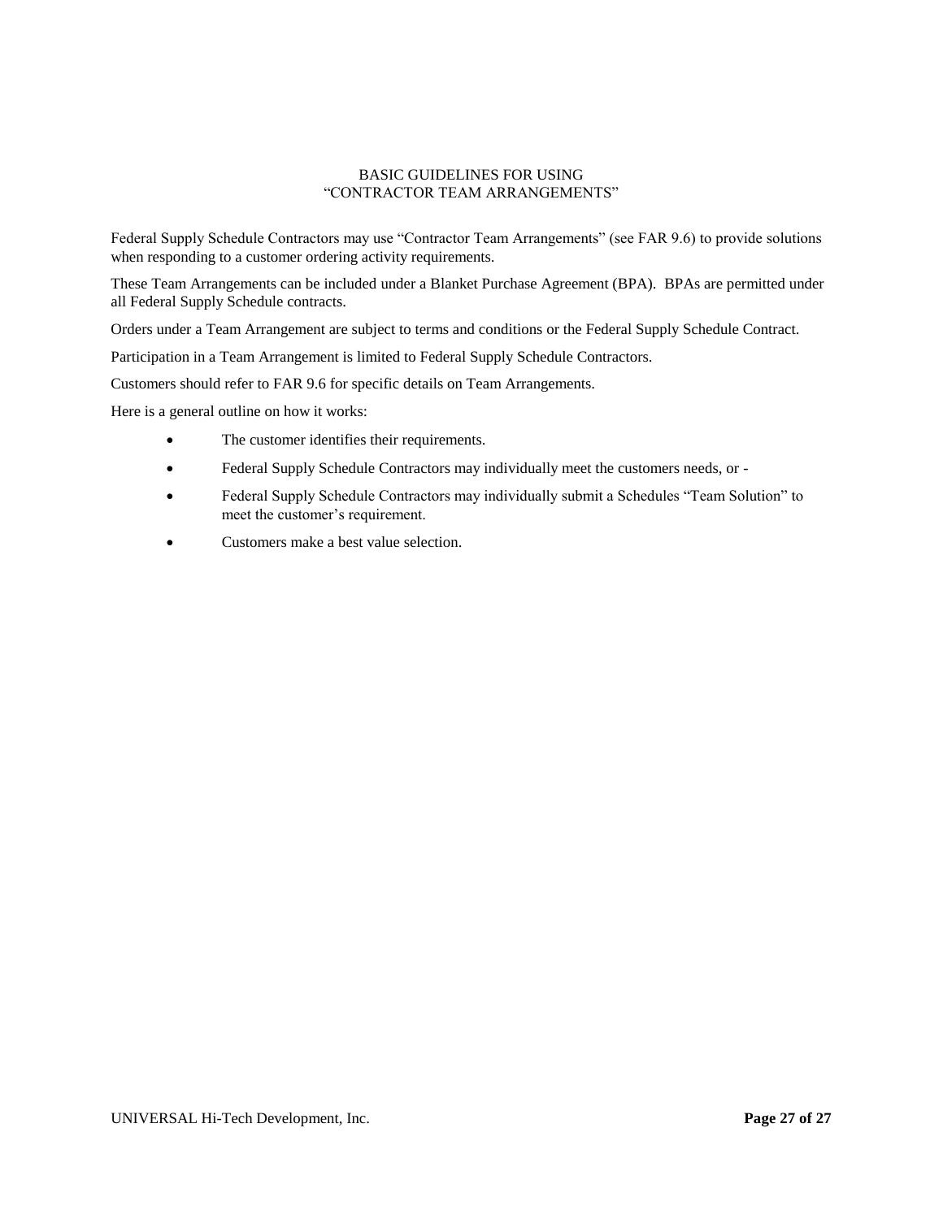## BASIC GUIDELINES FOR USING
## "CONTRACTOR TEAM ARRANGEMENTS"

Federal Supply Schedule Contractors may use "Contractor Team Arrangements" (see FAR 9.6) to provide solutions when responding to a customer ordering activity requirements.

These Team Arrangements can be included under a Blanket Purchase Agreement (BPA). BPAs are permitted under all Federal Supply Schedule contracts.

Orders under a Team Arrangement are subject to terms and conditions or the Federal Supply Schedule Contract.

Participation in a Team Arrangement is limited to Federal Supply Schedule Contractors.

Customers should refer to FAR 9.6 for specific details on Team Arrangements.

Here is a general outline on how it works:

- The customer identifies their requirements.
- Federal Supply Schedule Contractors may individually meet the customers needs, or -
- Federal Supply Schedule Contractors may individually submit a Schedules "Team Solution" to meet the customer's requirement.
- Customers make a best value selection.